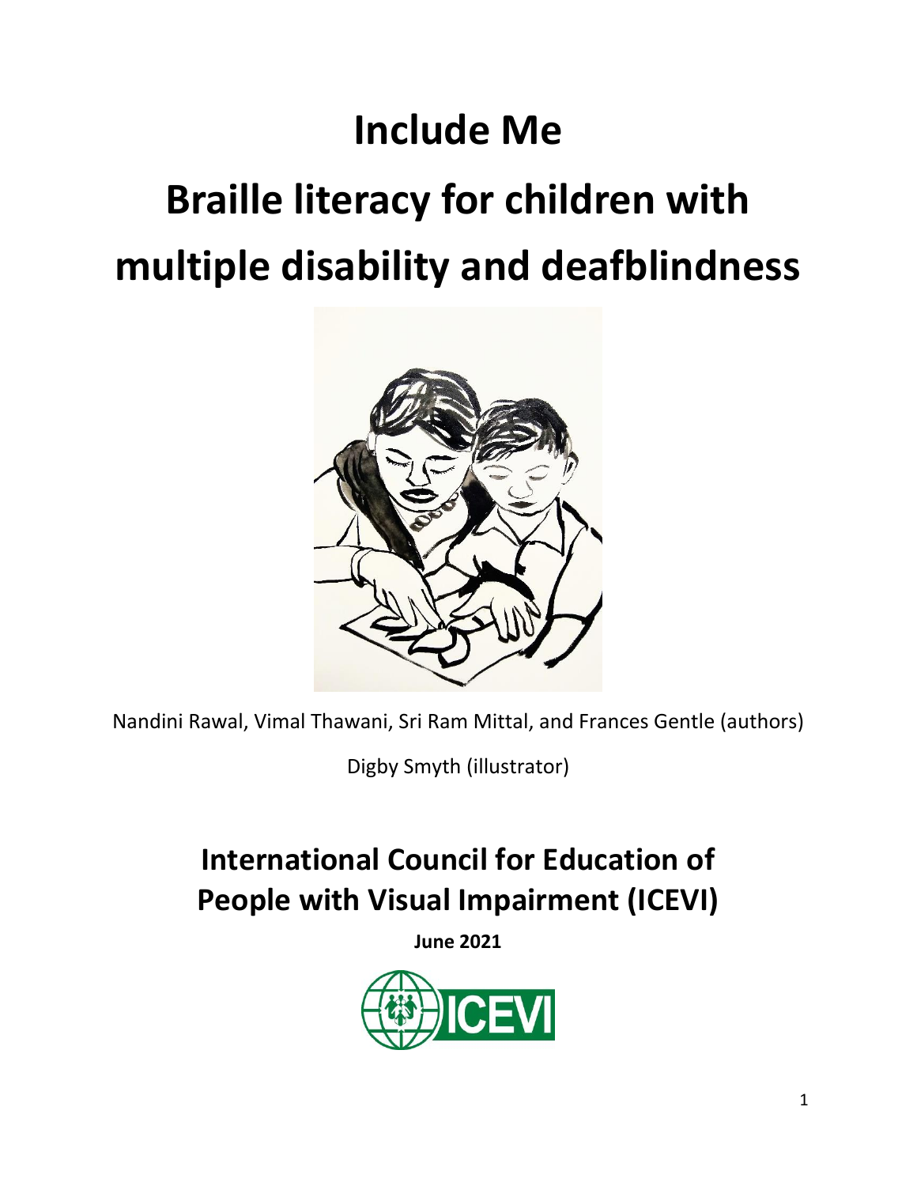# Include Me

# Braille literacy for children with multiple disability and deafblindness

Nandini Rawal, Vimal Thawani, Sri Ram Mittal, and Frances Gentle (authors)

Digby Smyth (illustrator)

## International Council for Education of People with Visual Impairment (ICEVI)

**June 2021**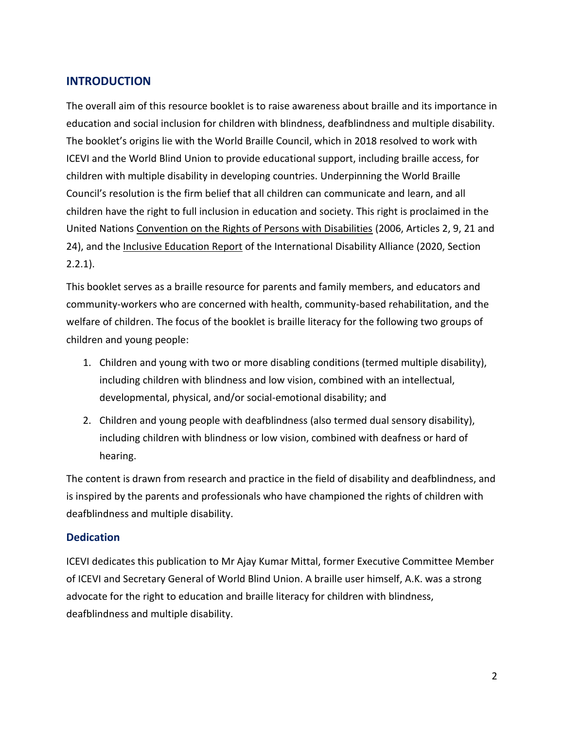## INTRODUCTION

The overall aim of this resource booklet is to raise awareness about braille and its importance in education and social inclusion for children with blindness, deafblindness and multiple disability. The booklet's origins lie with the World Braille Council, which in 2018 resolved to work with ICEVI and the World Blind Union to provide educational support, including braille access, for children with multiple disability in developing countries. Underpinning the World Braille Council's resolution is the firm belief that all children can communicate and learn, and all children have the right to full inclusion in education and society. This right is proclaimed in the United Nations Convention on the Rights of Persons with Disabilities (2006, Articles 2, 9, 21 and 24), and the Inclusive Education Report of the International Disability Alliance (2020, Section 2.2.1).

This booklet serves as a braille resource for parents and family members, and educators and community-workers who are concerned with health, community-based rehabilitation, and the welfare of children. The focus of the booklet is braille literacy for the following two groups of children and young people:

1. Children and young with two or more disabling conditions (termed multiple disability), including children with blindness and low vision, combined with an intellectual, developmental, physical, and/or social-emotional disability; and
2. Children and young people with deafblindness (also termed dual sensory disability), including children with blindness or low vision, combined with deafness or hard of hearing.

The content is drawn from research and practice in the field of disability and deafblindness, and is inspired by the parents and professionals who have championed the rights of children with deafblindness and multiple disability.

### Dedication

ICEVI dedicates this publication to Mr Ajay Kumar Mittal, former Executive Committee Member of ICEVI and Secretary General of World Blind Union. A braille user himself, A.K. was a strong advocate for the right to education and braille literacy for children with blindness, deafblindness and multiple disability.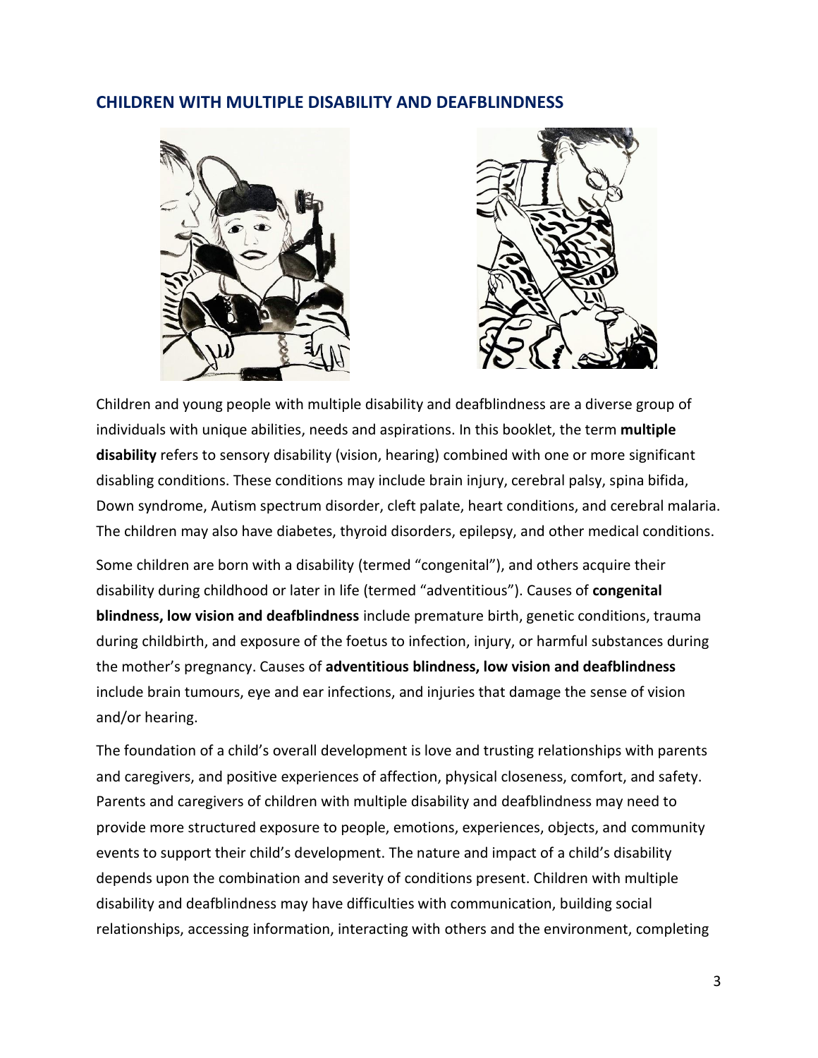## CHILDREN WITH MULTIPLE DISABILITY AND DEAFBLINDNESS

Children and young people with multiple disability and deafblindness are a diverse group of individuals with unique abilities, needs and aspirations. In this booklet, the term **multiple disability** refers to sensory disability (vision, hearing) combined with one or more significant disabling conditions. These conditions may include brain injury, cerebral palsy, spina bifida, Down syndrome, Autism spectrum disorder, cleft palate, heart conditions, and cerebral malaria. The children may also have diabetes, thyroid disorders, epilepsy, and other medical conditions.

Some children are born with a disability (termed "congenital"), and others acquire their disability during childhood or later in life (termed "adventitious"). Causes of **congenital blindness, low vision and deafblindness** include premature birth, genetic conditions, trauma during childbirth, and exposure of the foetus to infection, injury, or harmful substances during the mother's pregnancy. Causes of **adventitious blindness, low vision and deafblindness** include brain tumours, eye and ear infections, and injuries that damage the sense of vision and/or hearing.

The foundation of a child's overall development is love and trusting relationships with parents and caregivers, and positive experiences of affection, physical closeness, comfort, and safety. Parents and caregivers of children with multiple disability and deafblindness may need to provide more structured exposure to people, emotions, experiences, objects, and community events to support their child's development. The nature and impact of a child's disability depends upon the combination and severity of conditions present. Children with multiple disability and deafblindness may have difficulties with communication, building social relationships, accessing information, interacting with others and the environment, completing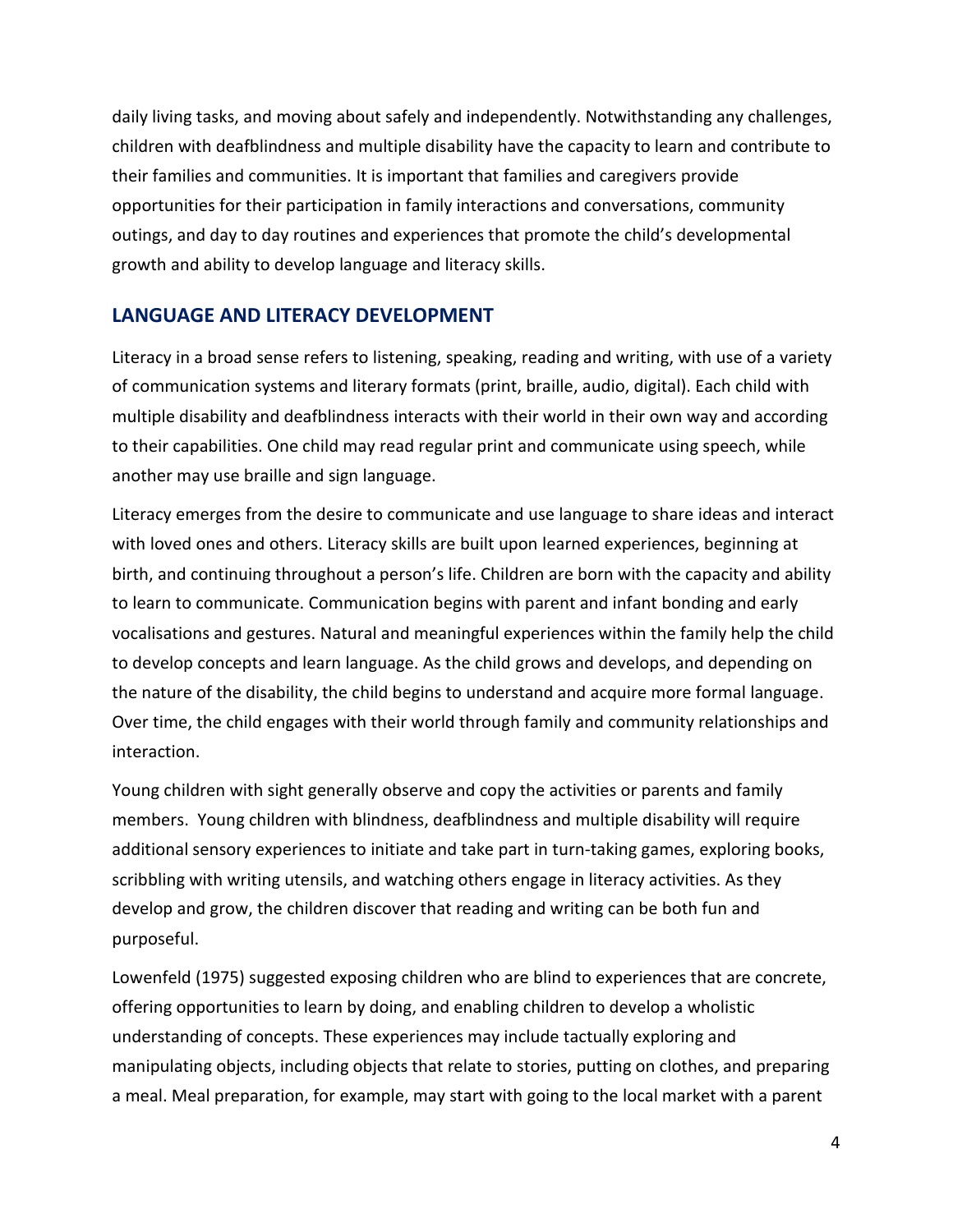daily living tasks, and moving about safely and independently. Notwithstanding any challenges, children with deafblindness and multiple disability have the capacity to learn and contribute to their families and communities. It is important that families and caregivers provide opportunities for their participation in family interactions and conversations, community outings, and day to day routines and experiences that promote the child's developmental growth and ability to develop language and literacy skills.

## LANGUAGE AND LITERACY DEVELOPMENT

Literacy in a broad sense refers to listening, speaking, reading and writing, with use of a variety of communication systems and literary formats (print, braille, audio, digital). Each child with multiple disability and deafblindness interacts with their world in their own way and according to their capabilities. One child may read regular print and communicate using speech, while another may use braille and sign language.

Literacy emerges from the desire to communicate and use language to share ideas and interact with loved ones and others. Literacy skills are built upon learned experiences, beginning at birth, and continuing throughout a person's life. Children are born with the capacity and ability to learn to communicate. Communication begins with parent and infant bonding and early vocalisations and gestures. Natural and meaningful experiences within the family help the child to develop concepts and learn language. As the child grows and develops, and depending on the nature of the disability, the child begins to understand and acquire more formal language. Over time, the child engages with their world through family and community relationships and interaction.

Young children with sight generally observe and copy the activities or parents and family members. Young children with blindness, deafblindness and multiple disability will require additional sensory experiences to initiate and take part in turn-taking games, exploring books, scribbling with writing utensils, and watching others engage in literacy activities. As they develop and grow, the children discover that reading and writing can be both fun and purposeful.

Lowenfeld (1975) suggested exposing children who are blind to experiences that are concrete, offering opportunities to learn by doing, and enabling children to develop a wholistic understanding of concepts. These experiences may include tactually exploring and manipulating objects, including objects that relate to stories, putting on clothes, and preparing a meal. Meal preparation, for example, may start with going to the local market with a parent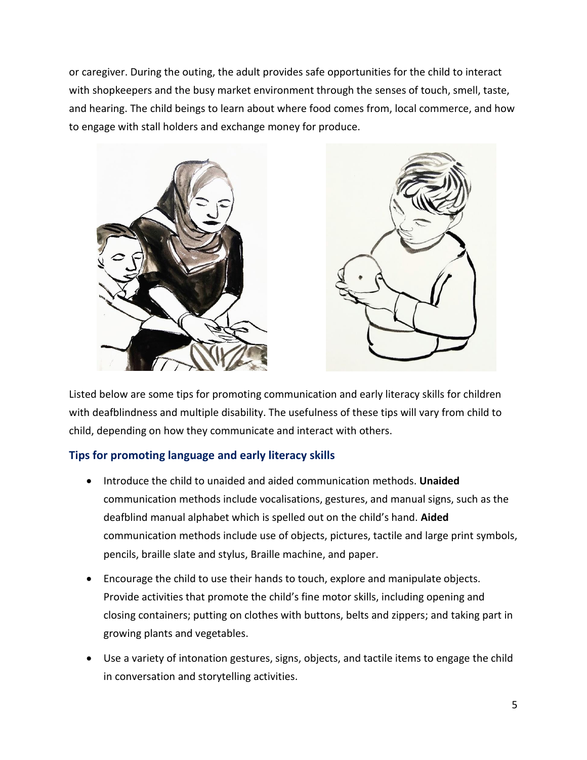or caregiver. During the outing, the adult provides safe opportunities for the child to interact with shopkeepers and the busy market environment through the senses of touch, smell, taste, and hearing. The child beings to learn about where food comes from, local commerce, and how to engage with stall holders and exchange money for produce.

Listed below are some tips for promoting communication and early literacy skills for children with deafblindness and multiple disability. The usefulness of these tips will vary from child to child, depending on how they communicate and interact with others.

### Tips for promoting language and early literacy skills

- Introduce the child to unaided and aided communication methods. **Unaided** communication methods include vocalisations, gestures, and manual signs, such as the deafblind manual alphabet which is spelled out on the child's hand. **Aided** communication methods include use of objects, pictures, tactile and large print symbols, pencils, braille slate and stylus, Braille machine, and paper.
- Encourage the child to use their hands to touch, explore and manipulate objects. Provide activities that promote the child's fine motor skills, including opening and closing containers; putting on clothes with buttons, belts and zippers; and taking part in growing plants and vegetables.
- Use a variety of intonation gestures, signs, objects, and tactile items to engage the child in conversation and storytelling activities.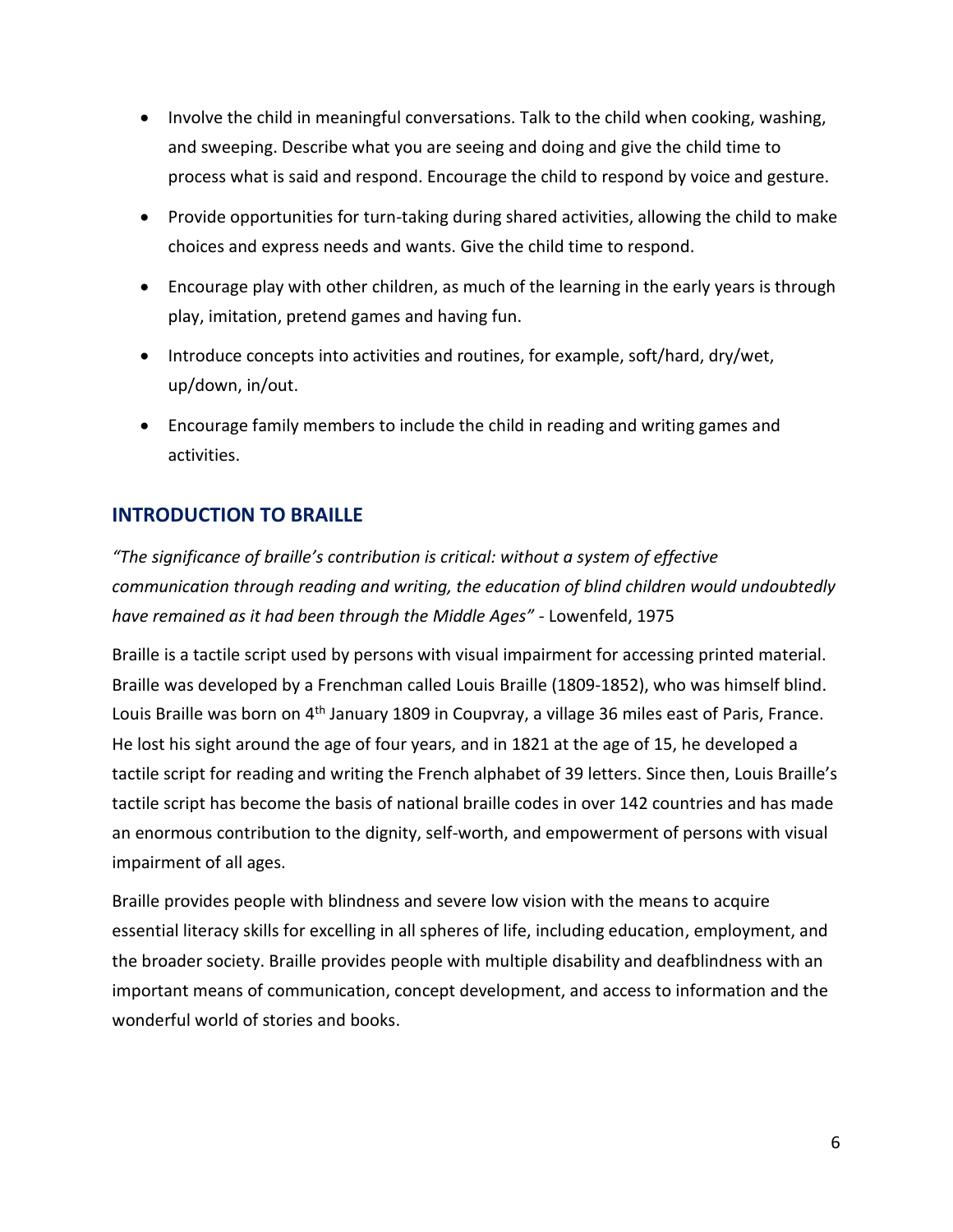- Involve the child in meaningful conversations. Talk to the child when cooking, washing, and sweeping. Describe what you are seeing and doing and give the child time to process what is said and respond. Encourage the child to respond by voice and gesture.
- Provide opportunities for turn-taking during shared activities, allowing the child to make choices and express needs and wants. Give the child time to respond.
- Encourage play with other children, as much of the learning in the early years is through play, imitation, pretend games and having fun.
- Introduce concepts into activities and routines, for example, soft/hard, dry/wet, up/down, in/out.
- Encourage family members to include the child in reading and writing games and activities.

## INTRODUCTION TO BRAILLE

*"The significance of braille's contribution is critical: without a system of effective communication through reading and writing, the education of blind children would undoubtedly have remained as it had been through the Middle Ages"* - Lowenfeld, 1975

Braille is a tactile script used by persons with visual impairment for accessing printed material. Braille was developed by a Frenchman called Louis Braille (1809-1852), who was himself blind. Louis Braille was born on 4th January 1809 in Coupvray, a village 36 miles east of Paris, France. He lost his sight around the age of four years, and in 1821 at the age of 15, he developed a tactile script for reading and writing the French alphabet of 39 letters. Since then, Louis Braille's tactile script has become the basis of national braille codes in over 142 countries and has made an enormous contribution to the dignity, self-worth, and empowerment of persons with visual impairment of all ages.

Braille provides people with blindness and severe low vision with the means to acquire essential literacy skills for excelling in all spheres of life, including education, employment, and the broader society. Braille provides people with multiple disability and deafblindness with an important means of communication, concept development, and access to information and the wonderful world of stories and books.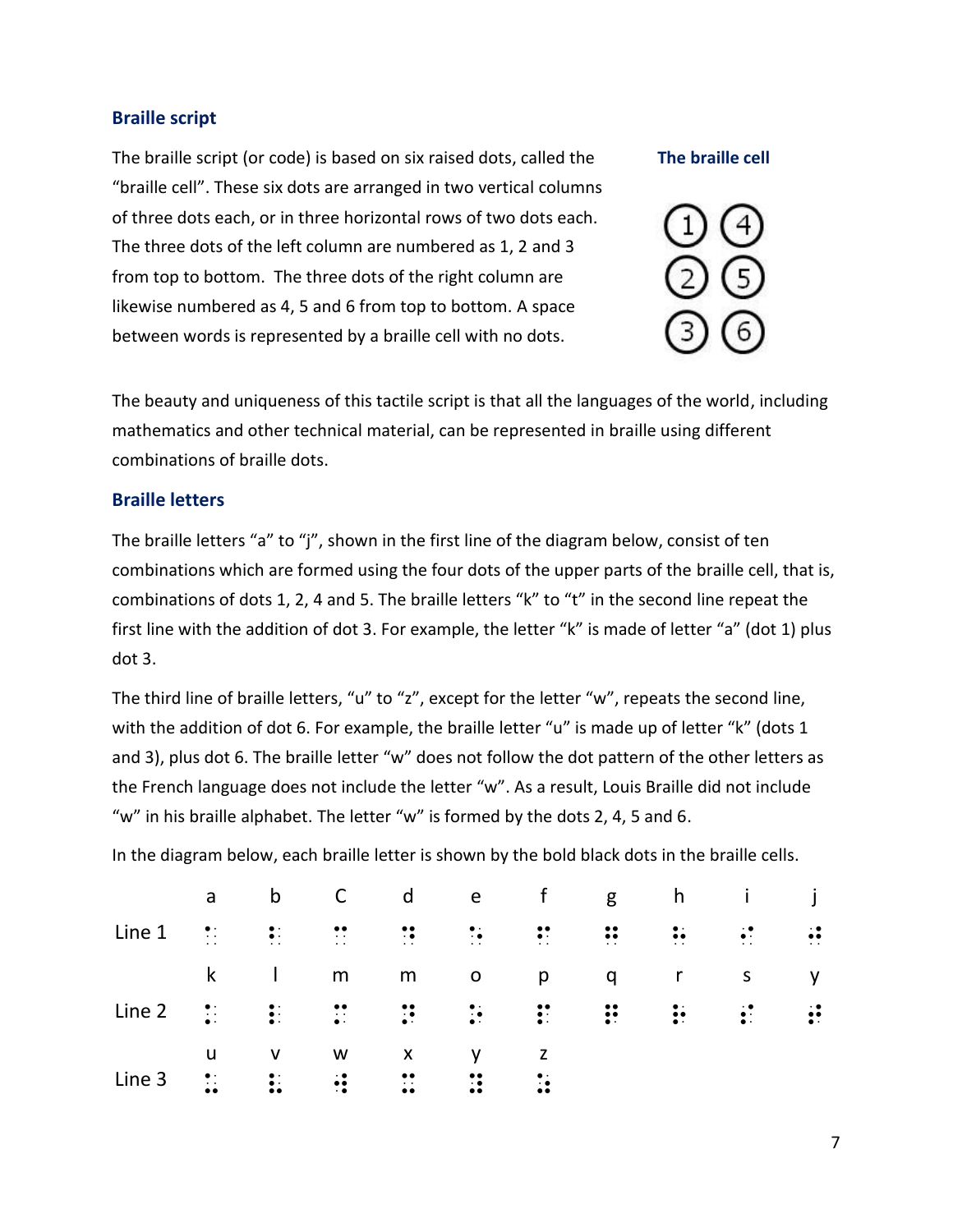## Braille script

The braille script (or code) is based on six raised dots, called the "braille cell". These six dots are arranged in two vertical columns of three dots each, or in three horizontal rows of two dots each. The three dots of the left column are numbered as 1, 2 and 3 from top to bottom. The three dots of the right column are likewise numbered as 4, 5 and 6 from top to bottom. A space between words is represented by a braille cell with no dots.

**The braille cell**

| | |
|---|---|
| 1 | 4 |
| 2 | 5 |
| 3 | 6 |

The beauty and uniqueness of this tactile script is that all the languages of the world, including mathematics and other technical material, can be represented in braille using different combinations of braille dots.

## Braille letters

The braille letters "a" to "j", shown in the first line of the diagram below, consist of ten combinations which are formed using the four dots of the upper parts of the braille cell, that is, combinations of dots 1, 2, 4 and 5. The braille letters "k" to "t" in the second line repeat the first line with the addition of dot 3. For example, the letter "k" is made of letter "a" (dot 1) plus dot 3.

The third line of braille letters, "u" to "z", except for the letter "w", repeats the second line, with the addition of dot 6. For example, the braille letter "u" is made up of letter "k" (dots 1 and 3), plus dot 6. The braille letter "w" does not follow the dot pattern of the other letters as the French language does not include the letter "w". As a result, Louis Braille did not include "w" in his braille alphabet. The letter "w" is formed by the dots 2, 4, 5 and 6.

In the diagram below, each braille letter is shown by the bold black dots in the braille cells.

| | a | b | C | d | e | f | g | h | i | j |
|---|---|---|---|---|---|---|---|---|---|---|
| Line 1 | ⠁ | ⠃ | ⠉ | ⠙ | ⠑ | ⠋ | ⠛ | ⠓ | ⠊ | ⠚ |
| | k | l | m | m | o | p | q | r | s | y |
| Line 2 | ⠅ | ⠇ | ⠍ | ⠝ | ⠕ | ⠏ | ⠟ | ⠗ | ⠎ | ⠞ |
| | u | v | w | x | y | z | | | | |
| Line 3 | ⠥ | ⠧ | ⠺ | ⠭ | ⠽ | ⠵ | | | | |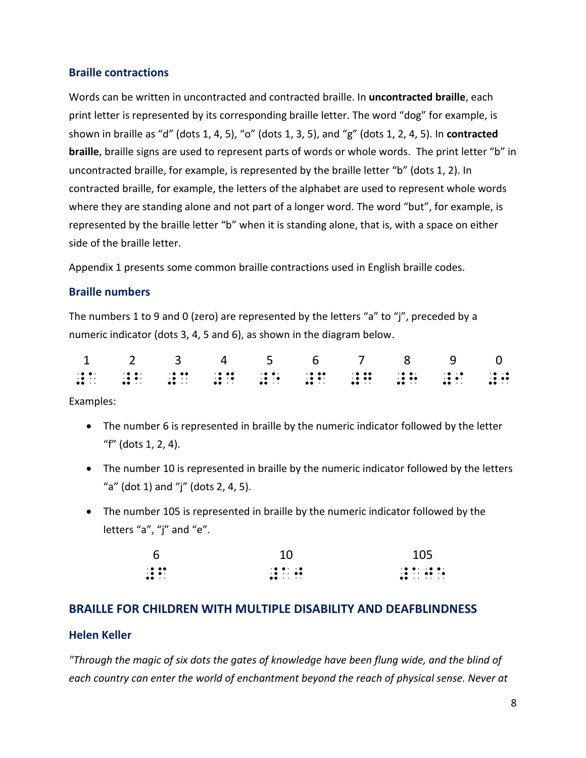### Braille contractions

Words can be written in uncontracted and contracted braille. In **uncontracted braille**, each print letter is represented by its corresponding braille letter. The word "dog" for example, is shown in braille as "d" (dots 1, 4, 5), "o" (dots 1, 3, 5), and "g" (dots 1, 2, 4, 5). In **contracted braille**, braille signs are used to represent parts of words or whole words. The print letter "b" in uncontracted braille, for example, is represented by the braille letter "b" (dots 1, 2). In contracted braille, for example, the letters of the alphabet are used to represent whole words where they are standing alone and not part of a longer word. The word "but", for example, is represented by the braille letter "b" when it is standing alone, that is, with a space on either side of the braille letter.

Appendix 1 presents some common braille contractions used in English braille codes.

### Braille numbers

The numbers 1 to 9 and 0 (zero) are represented by the letters "a" to "j", preceded by a numeric indicator (dots 3, 4, 5 and 6), as shown in the diagram below.

| 1 | 2 | 3 | 4 | 5 | 6 | 7 | 8 | 9 | 0 |
|---|---|---|---|---|---|---|---|---|---|
| ⠼⠁ | ⠼⠃ | ⠼⠉ | ⠼⠙ | ⠼⠑ | ⠼⠋ | ⠼⠛ | ⠼⠓ | ⠼⠊ | ⠼⠚ |

Examples:

- The number 6 is represented in braille by the numeric indicator followed by the letter "f" (dots 1, 2, 4).
- The number 10 is represented in braille by the numeric indicator followed by the letters "a" (dot 1) and "j" (dots 2, 4, 5).
- The number 105 is represented in braille by the numeric indicator followed by the letters "a", "j" and "e".

| 6 | 10 | 105 |
|---|---|---|
| ⠼⠋ | ⠼⠁⠚ | ⠼⠁⠚⠑ |

## BRAILLE FOR CHILDREN WITH MULTIPLE DISABILITY AND DEAFBLINDNESS

### Helen Keller

*"Through the magic of six dots the gates of knowledge have been flung wide, and the blind of each country can enter the world of enchantment beyond the reach of physical sense. Never at*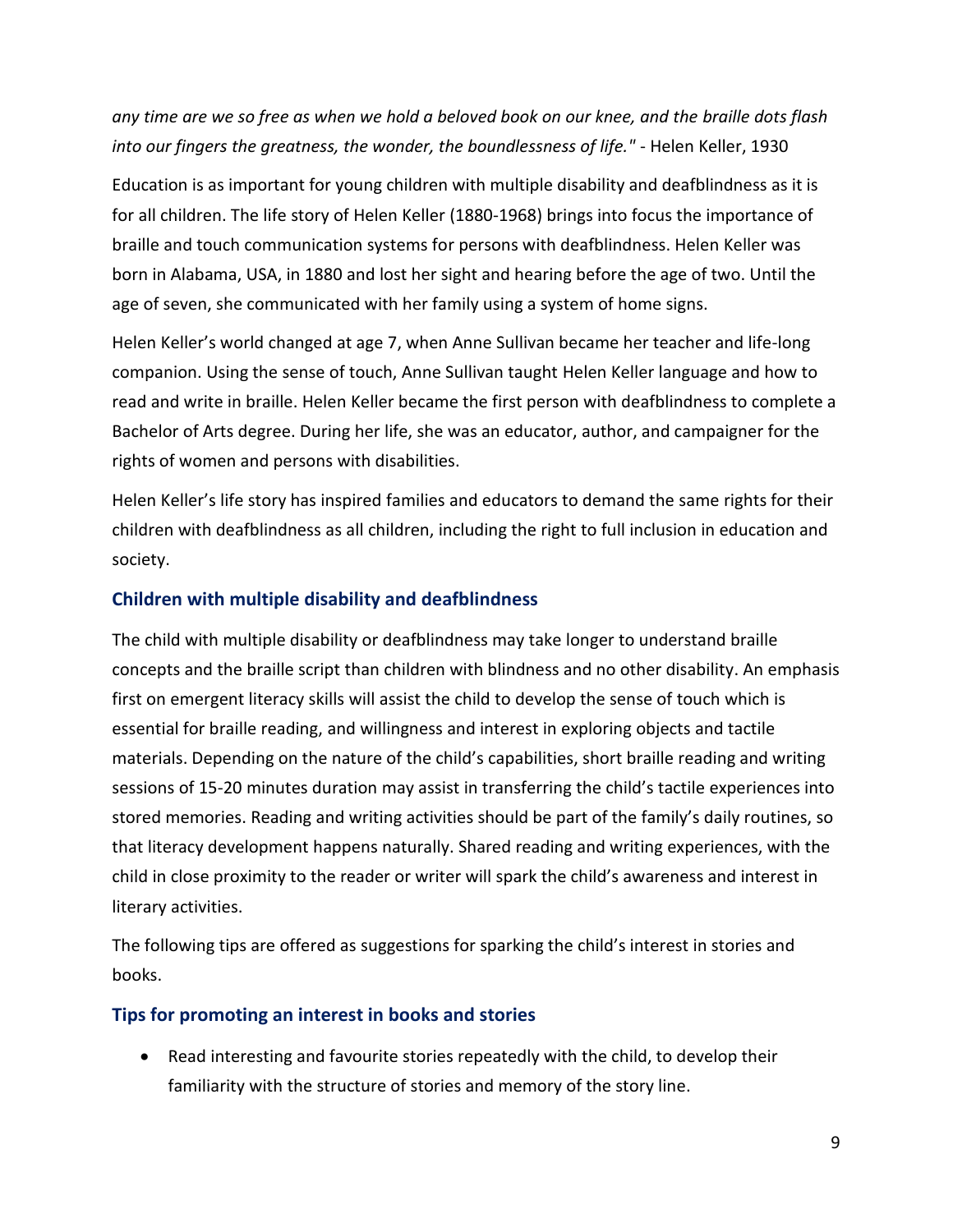*any time are we so free as when we hold a beloved book on our knee, and the braille dots flash into our fingers the greatness, the wonder, the boundlessness of life."* - Helen Keller, 1930

Education is as important for young children with multiple disability and deafblindness as it is for all children. The life story of Helen Keller (1880-1968) brings into focus the importance of braille and touch communication systems for persons with deafblindness. Helen Keller was born in Alabama, USA, in 1880 and lost her sight and hearing before the age of two. Until the age of seven, she communicated with her family using a system of home signs.

Helen Keller's world changed at age 7, when Anne Sullivan became her teacher and life-long companion. Using the sense of touch, Anne Sullivan taught Helen Keller language and how to read and write in braille. Helen Keller became the first person with deafblindness to complete a Bachelor of Arts degree. During her life, she was an educator, author, and campaigner for the rights of women and persons with disabilities.

Helen Keller's life story has inspired families and educators to demand the same rights for their children with deafblindness as all children, including the right to full inclusion in education and society.

### Children with multiple disability and deafblindness

The child with multiple disability or deafblindness may take longer to understand braille concepts and the braille script than children with blindness and no other disability. An emphasis first on emergent literacy skills will assist the child to develop the sense of touch which is essential for braille reading, and willingness and interest in exploring objects and tactile materials. Depending on the nature of the child's capabilities, short braille reading and writing sessions of 15-20 minutes duration may assist in transferring the child's tactile experiences into stored memories. Reading and writing activities should be part of the family's daily routines, so that literacy development happens naturally. Shared reading and writing experiences, with the child in close proximity to the reader or writer will spark the child's awareness and interest in literary activities.

The following tips are offered as suggestions for sparking the child's interest in stories and books.

### Tips for promoting an interest in books and stories

- Read interesting and favourite stories repeatedly with the child, to develop their familiarity with the structure of stories and memory of the story line.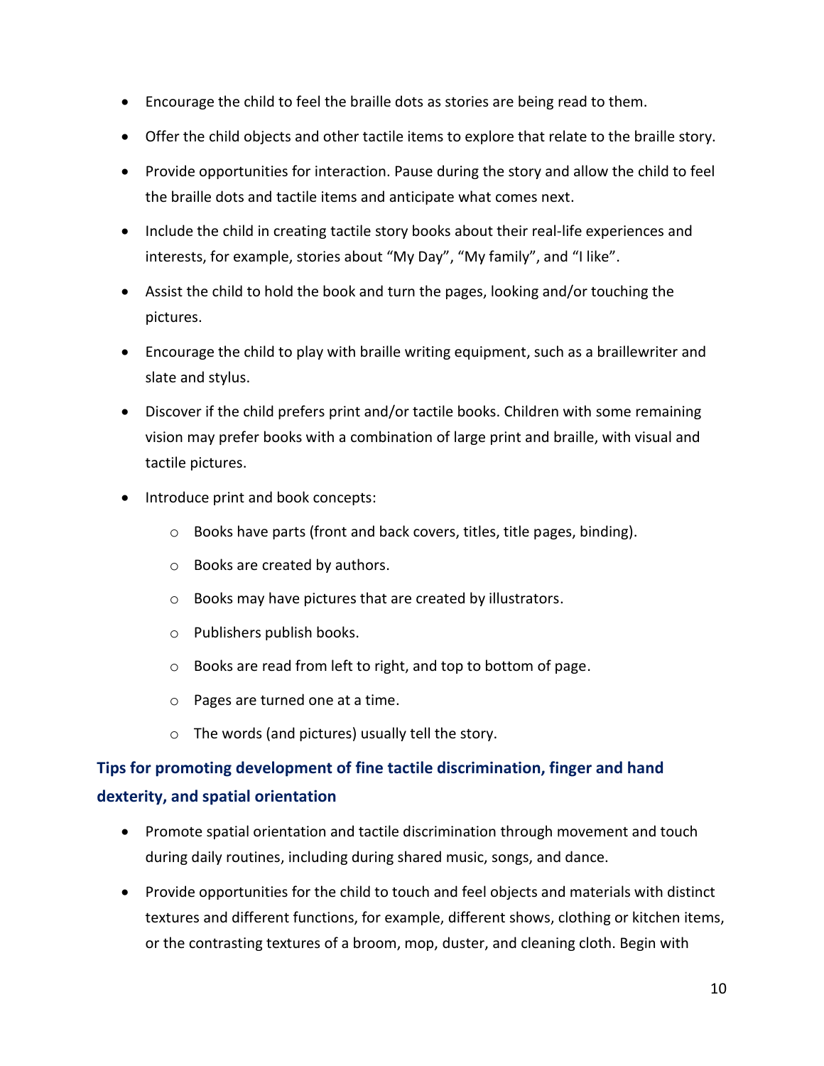- Encourage the child to feel the braille dots as stories are being read to them.
- Offer the child objects and other tactile items to explore that relate to the braille story.
- Provide opportunities for interaction. Pause during the story and allow the child to feel the braille dots and tactile items and anticipate what comes next.
- Include the child in creating tactile story books about their real-life experiences and interests, for example, stories about "My Day", "My family", and "I like".
- Assist the child to hold the book and turn the pages, looking and/or touching the pictures.
- Encourage the child to play with braille writing equipment, such as a braillewriter and slate and stylus.
- Discover if the child prefers print and/or tactile books. Children with some remaining vision may prefer books with a combination of large print and braille, with visual and tactile pictures.
- Introduce print and book concepts:
    - Books have parts (front and back covers, titles, title pages, binding).
    - Books are created by authors.
    - Books may have pictures that are created by illustrators.
    - Publishers publish books.
    - Books are read from left to right, and top to bottom of page.
    - Pages are turned one at a time.
    - The words (and pictures) usually tell the story.

### Tips for promoting development of fine tactile discrimination, finger and hand dexterity, and spatial orientation

- Promote spatial orientation and tactile discrimination through movement and touch during daily routines, including during shared music, songs, and dance.
- Provide opportunities for the child to touch and feel objects and materials with distinct textures and different functions, for example, different shows, clothing or kitchen items, or the contrasting textures of a broom, mop, duster, and cleaning cloth. Begin with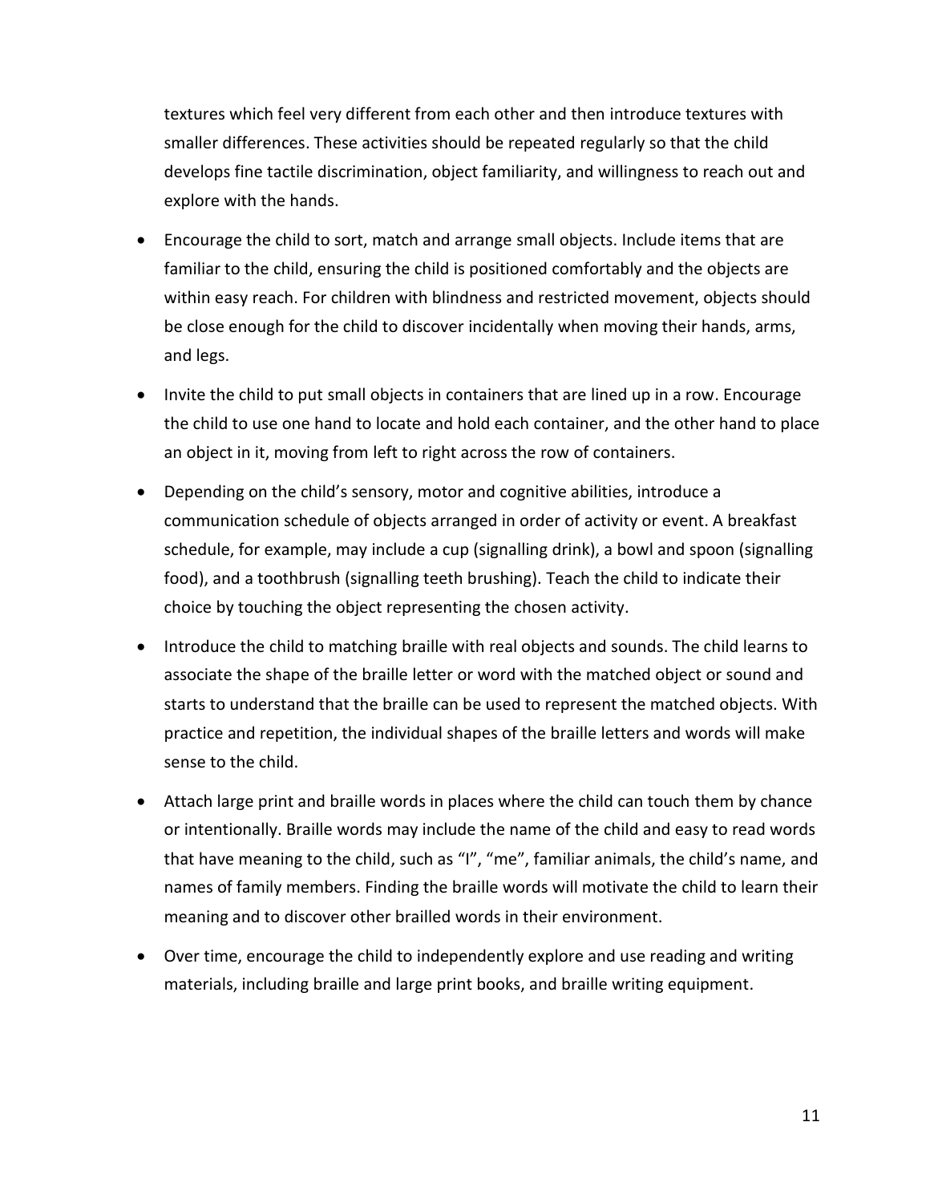textures which feel very different from each other and then introduce textures with smaller differences. These activities should be repeated regularly so that the child develops fine tactile discrimination, object familiarity, and willingness to reach out and explore with the hands.

- Encourage the child to sort, match and arrange small objects. Include items that are familiar to the child, ensuring the child is positioned comfortably and the objects are within easy reach. For children with blindness and restricted movement, objects should be close enough for the child to discover incidentally when moving their hands, arms, and legs.
- Invite the child to put small objects in containers that are lined up in a row. Encourage the child to use one hand to locate and hold each container, and the other hand to place an object in it, moving from left to right across the row of containers.
- Depending on the child's sensory, motor and cognitive abilities, introduce a communication schedule of objects arranged in order of activity or event. A breakfast schedule, for example, may include a cup (signalling drink), a bowl and spoon (signalling food), and a toothbrush (signalling teeth brushing). Teach the child to indicate their choice by touching the object representing the chosen activity.
- Introduce the child to matching braille with real objects and sounds. The child learns to associate the shape of the braille letter or word with the matched object or sound and starts to understand that the braille can be used to represent the matched objects. With practice and repetition, the individual shapes of the braille letters and words will make sense to the child.
- Attach large print and braille words in places where the child can touch them by chance or intentionally. Braille words may include the name of the child and easy to read words that have meaning to the child, such as "I", "me", familiar animals, the child's name, and names of family members. Finding the braille words will motivate the child to learn their meaning and to discover other brailled words in their environment.
- Over time, encourage the child to independently explore and use reading and writing materials, including braille and large print books, and braille writing equipment.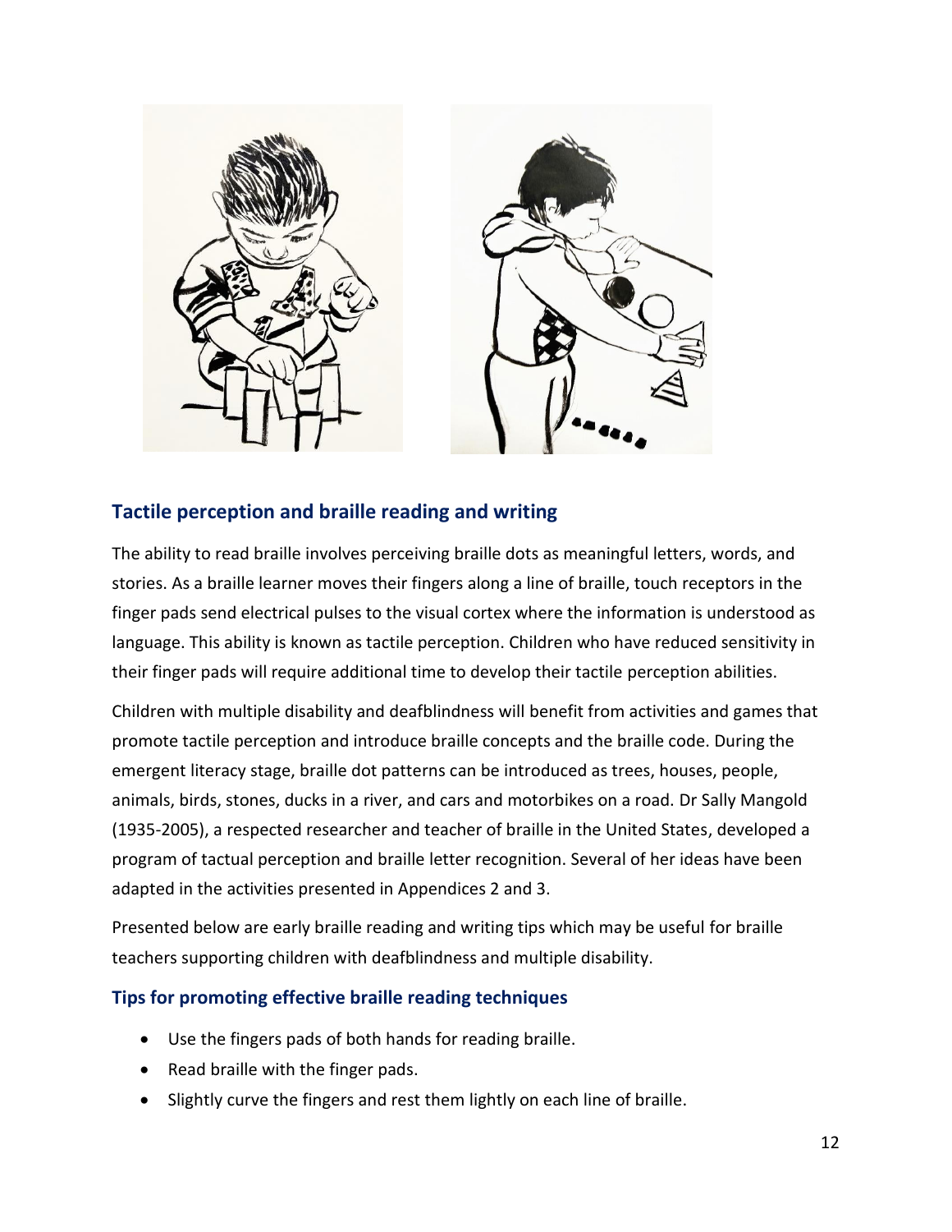## Tactile perception and braille reading and writing

The ability to read braille involves perceiving braille dots as meaningful letters, words, and stories. As a braille learner moves their fingers along a line of braille, touch receptors in the finger pads send electrical pulses to the visual cortex where the information is understood as language. This ability is known as tactile perception. Children who have reduced sensitivity in their finger pads will require additional time to develop their tactile perception abilities.

Children with multiple disability and deafblindness will benefit from activities and games that promote tactile perception and introduce braille concepts and the braille code. During the emergent literacy stage, braille dot patterns can be introduced as trees, houses, people, animals, birds, stones, ducks in a river, and cars and motorbikes on a road. Dr Sally Mangold (1935-2005), a respected researcher and teacher of braille in the United States, developed a program of tactual perception and braille letter recognition. Several of her ideas have been adapted in the activities presented in Appendices 2 and 3.

Presented below are early braille reading and writing tips which may be useful for braille teachers supporting children with deafblindness and multiple disability.

### Tips for promoting effective braille reading techniques

- Use the fingers pads of both hands for reading braille.
- Read braille with the finger pads.
- Slightly curve the fingers and rest them lightly on each line of braille.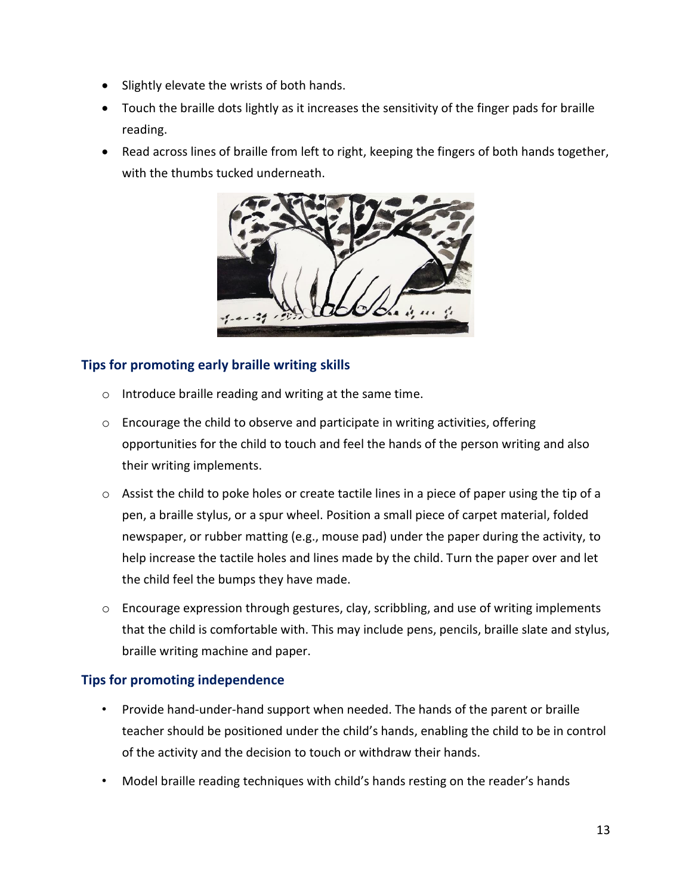- Slightly elevate the wrists of both hands.
- Touch the braille dots lightly as it increases the sensitivity of the finger pads for braille reading.
- Read across lines of braille from left to right, keeping the fingers of both hands together, with the thumbs tucked underneath.

### Tips for promoting early braille writing skills

- Introduce braille reading and writing at the same time.
- Encourage the child to observe and participate in writing activities, offering opportunities for the child to touch and feel the hands of the person writing and also their writing implements.
- Assist the child to poke holes or create tactile lines in a piece of paper using the tip of a pen, a braille stylus, or a spur wheel. Position a small piece of carpet material, folded newspaper, or rubber matting (e.g., mouse pad) under the paper during the activity, to help increase the tactile holes and lines made by the child. Turn the paper over and let the child feel the bumps they have made.
- Encourage expression through gestures, clay, scribbling, and use of writing implements that the child is comfortable with. This may include pens, pencils, braille slate and stylus, braille writing machine and paper.

### Tips for promoting independence

- Provide hand-under-hand support when needed. The hands of the parent or braille teacher should be positioned under the child's hands, enabling the child to be in control of the activity and the decision to touch or withdraw their hands.
- Model braille reading techniques with child's hands resting on the reader's hands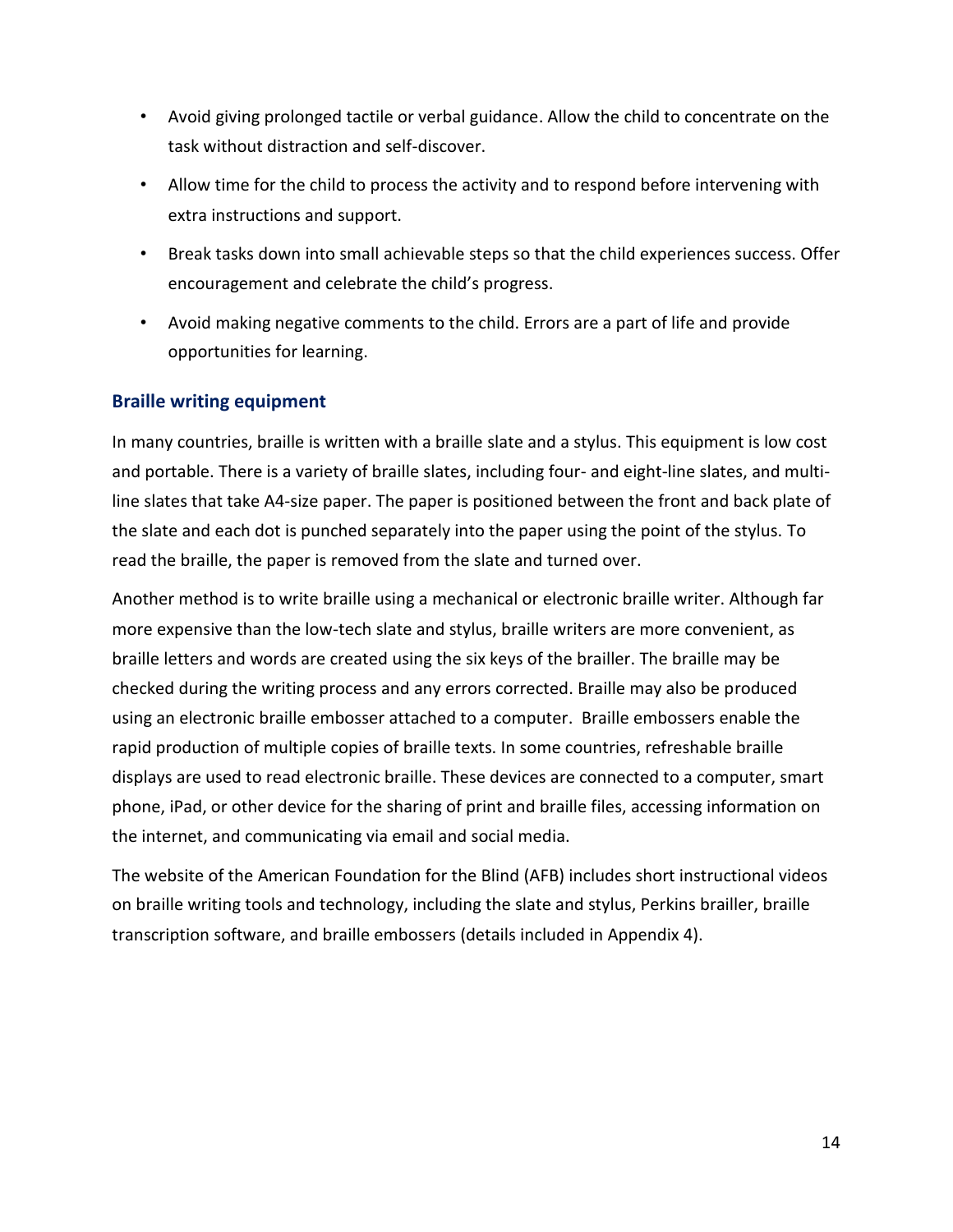- Avoid giving prolonged tactile or verbal guidance. Allow the child to concentrate on the task without distraction and self-discover.
- Allow time for the child to process the activity and to respond before intervening with extra instructions and support.
- Break tasks down into small achievable steps so that the child experiences success. Offer encouragement and celebrate the child's progress.
- Avoid making negative comments to the child. Errors are a part of life and provide opportunities for learning.

### Braille writing equipment

In many countries, braille is written with a braille slate and a stylus. This equipment is low cost and portable. There is a variety of braille slates, including four- and eight-line slates, and multi-line slates that take A4-size paper. The paper is positioned between the front and back plate of the slate and each dot is punched separately into the paper using the point of the stylus. To read the braille, the paper is removed from the slate and turned over.

Another method is to write braille using a mechanical or electronic braille writer. Although far more expensive than the low-tech slate and stylus, braille writers are more convenient, as braille letters and words are created using the six keys of the brailler. The braille may be checked during the writing process and any errors corrected. Braille may also be produced using an electronic braille embosser attached to a computer. Braille embossers enable the rapid production of multiple copies of braille texts. In some countries, refreshable braille displays are used to read electronic braille. These devices are connected to a computer, smart phone, iPad, or other device for the sharing of print and braille files, accessing information on the internet, and communicating via email and social media.

The website of the American Foundation for the Blind (AFB) includes short instructional videos on braille writing tools and technology, including the slate and stylus, Perkins brailler, braille transcription software, and braille embossers (details included in Appendix 4).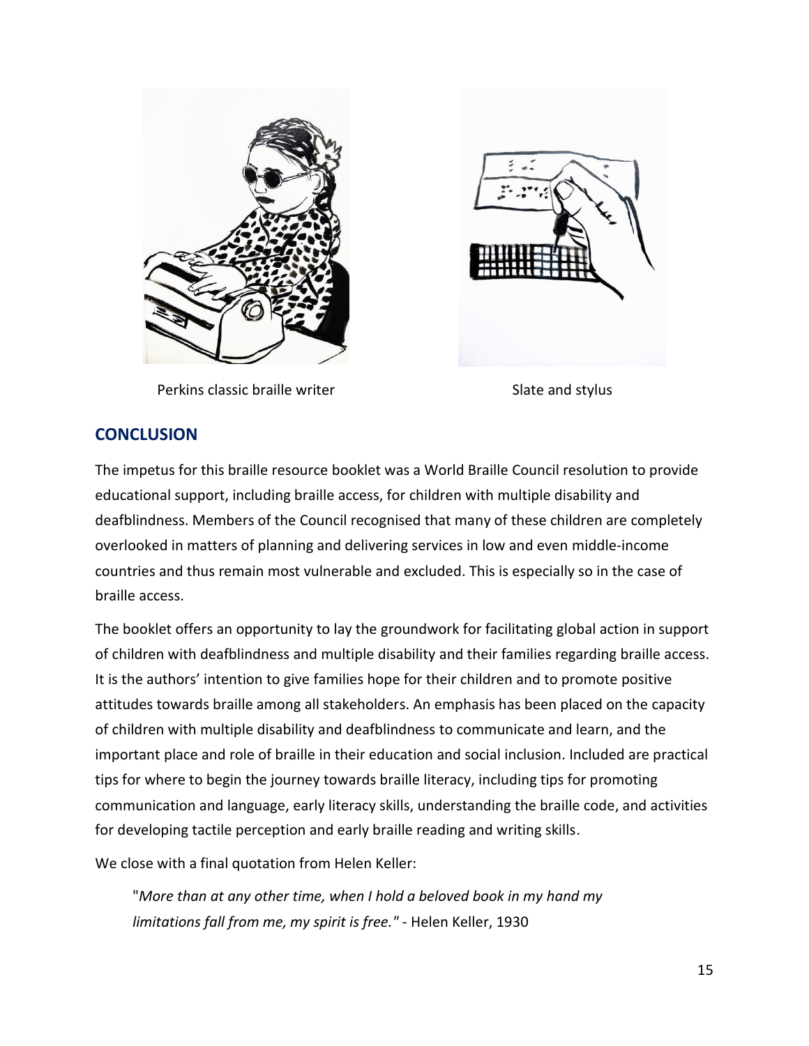Perkins classic braille writer

Slate and stylus

## CONCLUSION

The impetus for this braille resource booklet was a World Braille Council resolution to provide educational support, including braille access, for children with multiple disability and deafblindness. Members of the Council recognised that many of these children are completely overlooked in matters of planning and delivering services in low and even middle-income countries and thus remain most vulnerable and excluded. This is especially so in the case of braille access.

The booklet offers an opportunity to lay the groundwork for facilitating global action in support of children with deafblindness and multiple disability and their families regarding braille access. It is the authors' intention to give families hope for their children and to promote positive attitudes towards braille among all stakeholders. An emphasis has been placed on the capacity of children with multiple disability and deafblindness to communicate and learn, and the important place and role of braille in their education and social inclusion. Included are practical tips for where to begin the journey towards braille literacy, including tips for promoting communication and language, early literacy skills, understanding the braille code, and activities for developing tactile perception and early braille reading and writing skills.

We close with a final quotation from Helen Keller:

> "*More than at any other time, when I hold a beloved book in my hand my limitations fall from me, my spirit is free.*" - Helen Keller, 1930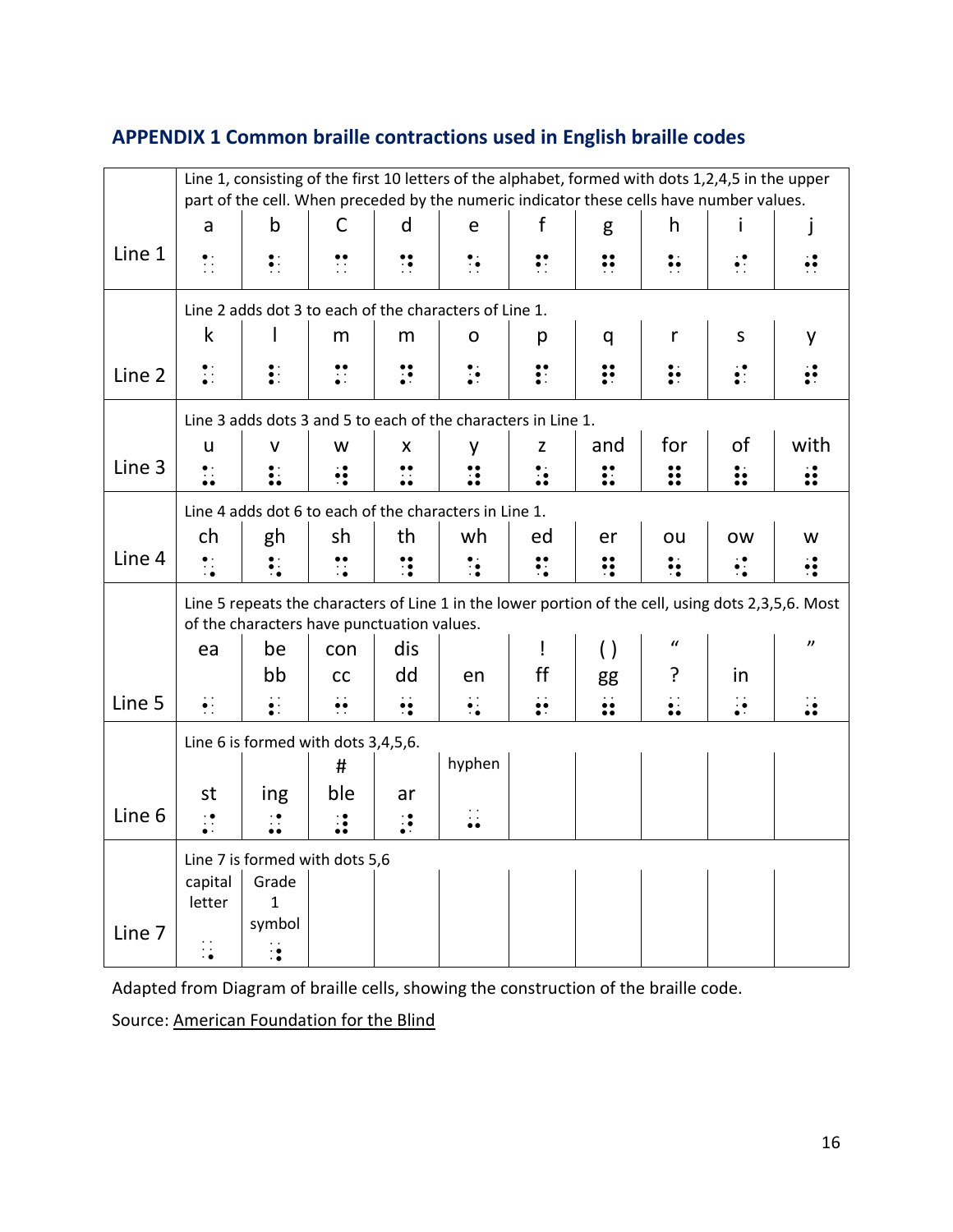## APPENDIX 1 Common braille contractions used in English braille codes

| | | | | | | | | | | |
|---|---|---|---|---|---|---|---|---|---|---|
| Line 1 | Line 1, consisting of the first 10 letters of the alphabet, formed with dots 1,2,4,5 in the upper part of the cell. When preceded by the numeric indicator these cells have number values. | | | | | | | | | |
| | a | b | C | d | e | f | g | h | i | j |
| | ⠁ | ⠃ | ⠉ | ⠙ | ⠑ | ⠋ | ⠛ | ⠓ | ⠊ | ⠚ |
| Line 2 | Line 2 adds dot 3 to each of the characters of Line 1. | | | | | | | | | |
| | k | l | m | m | o | p | q | r | s | y |
| | ⠅ | ⠇ | ⠍ | ⠝ | ⠕ | ⠏ | ⠟ | ⠗ | ⠎ | ⠞ |
| Line 3 | Line 3 adds dots 3 and 5 to each of the characters in Line 1. | | | | | | | | | |
| | u | v | w | x | y | z | and | for | of | with |
| | ⠥ | ⠧ | ⠺ | ⠭ | ⠽ | ⠵ | ⠯ | ⠿ | ⠷ | ⠾ |
| Line 4 | Line 4 adds dot 6 to each of the characters in Line 1. | | | | | | | | | |
| | ch | gh | sh | th | wh | ed | er | ou | ow | w |
| | ⠡ | ⠣ | ⠩ | ⠹ | ⠱ | ⠫ | ⠻ | ⠳ | ⠪ | ⠺ |
| Line 5 | Line 5 repeats the characters of Line 1 in the lower portion of the cell, using dots 2,3,5,6. Most of the characters have punctuation values. | | | | | | | | | |
| | ea | be bb | con cc | dis dd | en | ! ff | ( ) gg | “ ? | in | ” |
| | ⠂ | ⠆ | ⠒ | ⠲ | ⠢ | ⠖ | ⠶ | ⠦ | ⠔ | ⠴ |
| Line 6 | Line 6 is formed with dots 3,4,5,6. | | | | | | | | | |
| | st | ing | # ble | ar | hyphen | | | | | |
| | ⠌ | ⠬ | ⠼ | ⠜ | ⠤ | | | | | |
| Line 7 | Line 7 is formed with dots 5,6 | | | | | | | | | |
| | capital letter | Grade 1 symbol | | | | | | | | |
| | ⠠ | ⠰ | | | | | | | | |

Adapted from Diagram of braille cells, showing the construction of the braille code.

Source: American Foundation for the Blind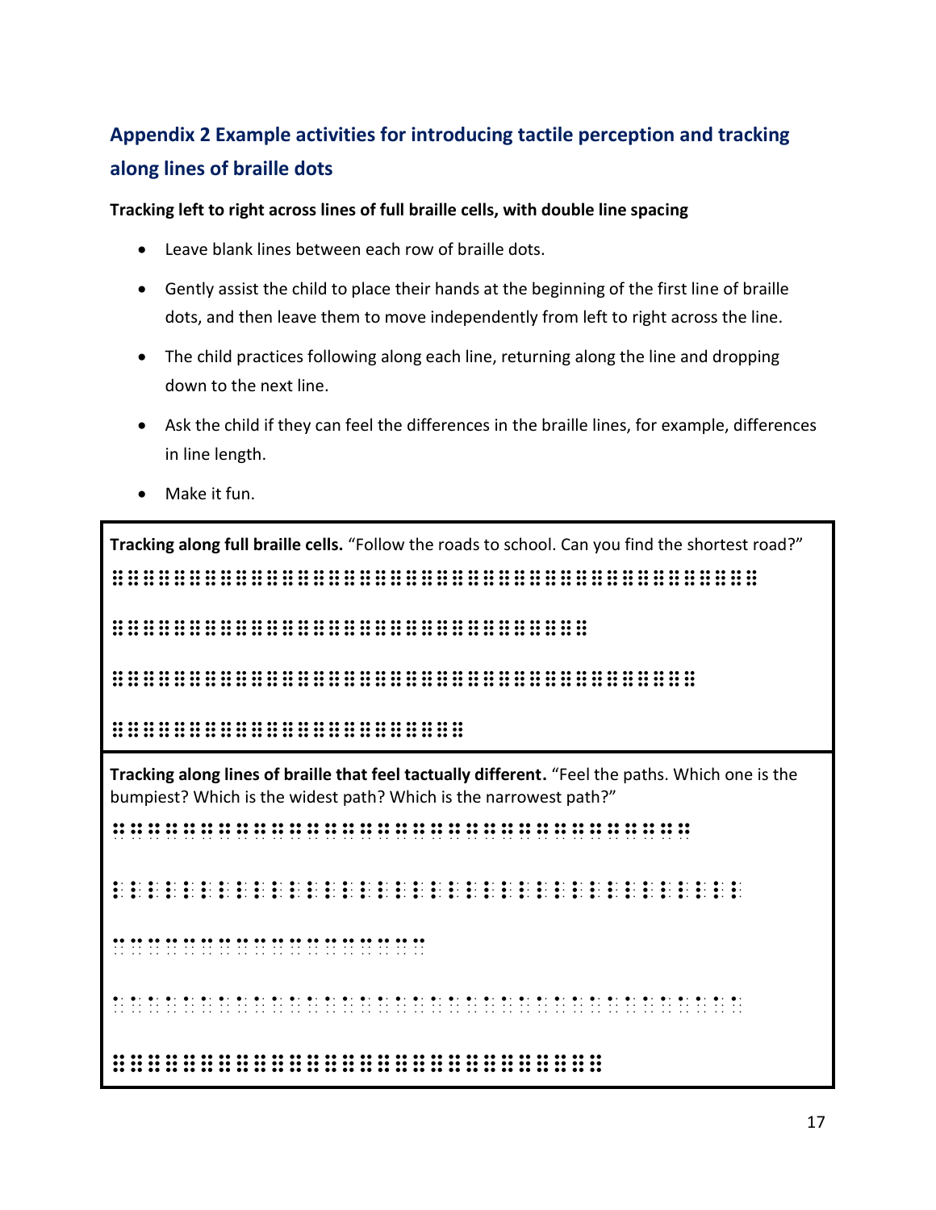## Appendix 2 Example activities for introducing tactile perception and tracking along lines of braille dots

**Tracking left to right across lines of full braille cells, with double line spacing**

- Leave blank lines between each row of braille dots.
- Gently assist the child to place their hands at the beginning of the first line of braille dots, and then leave them to move independently from left to right across the line.
- The child practices following along each line, returning along the line and dropping down to the next line.
- Ask the child if they can feel the differences in the braille lines, for example, differences in line length.
- Make it fun.

---

**Tracking along full braille cells.** "Follow the roads to school. Can you find the shortest road?"

⠿⠿⠿⠿⠿⠿⠿⠿⠿⠿⠿⠿⠿⠿⠿⠿⠿⠿⠿⠿⠿⠿⠿⠿⠿⠿⠿⠿⠿⠿⠿⠿⠿⠿⠿⠿⠿⠿⠿⠿⠿⠿⠿⠿

⠿⠿⠿⠿⠿⠿⠿⠿⠿⠿⠿⠿⠿⠿⠿⠿⠿⠿⠿⠿⠿⠿⠿⠿⠿⠿⠿⠿⠿⠿⠿⠿⠿

⠿⠿⠿⠿⠿⠿⠿⠿⠿⠿⠿⠿⠿⠿⠿⠿⠿⠿⠿⠿⠿⠿⠿⠿⠿⠿⠿⠿⠿⠿⠿⠿⠿⠿⠿⠿⠿⠿⠿⠿

⠿⠿⠿⠿⠿⠿⠿⠿⠿⠿⠿⠿⠿⠿⠿⠿⠿⠿⠿⠿⠿⠿⠿⠿

---

**Tracking along lines of braille that feel tactually different.** "Feel the paths. Which one is the bumpiest? Which is the widest path? Which is the narrowest path?"

⠛⠛⠛⠛⠛⠛⠛⠛⠛⠛⠛⠛⠛⠛⠛⠛⠛⠛⠛⠛⠛⠛⠛⠛⠛⠛⠛⠛⠛⠛⠛⠛⠛⠛⠛⠛⠛⠛⠛⠛

⠇⠇⠇⠇⠇⠇⠇⠇⠇⠇⠇⠇⠇⠇⠇⠇⠇⠇⠇⠇⠇⠇⠇⠇⠇⠇⠇⠇⠇⠇⠇⠇⠇⠇⠇⠇⠇⠇⠇⠇⠇⠇⠇

⠉⠉⠉⠉⠉⠉⠉⠉⠉⠉⠉⠉⠉⠉⠉⠉⠉⠉⠉⠉⠉⠉

⠁⠁⠁⠁⠁⠁⠁⠁⠁⠁⠁⠁⠁⠁⠁⠁⠁⠁⠁⠁⠁⠁⠁⠁⠁⠁⠁⠁⠁⠁⠁⠁⠁⠁⠁⠁⠁⠁⠁⠁⠁⠁⠁

⠿⠿⠿⠿⠿⠿⠿⠿⠿⠿⠿⠿⠿⠿⠿⠿⠿⠿⠿⠿⠿⠿⠿⠿⠿⠿⠿⠿⠿⠿⠿⠿⠿⠿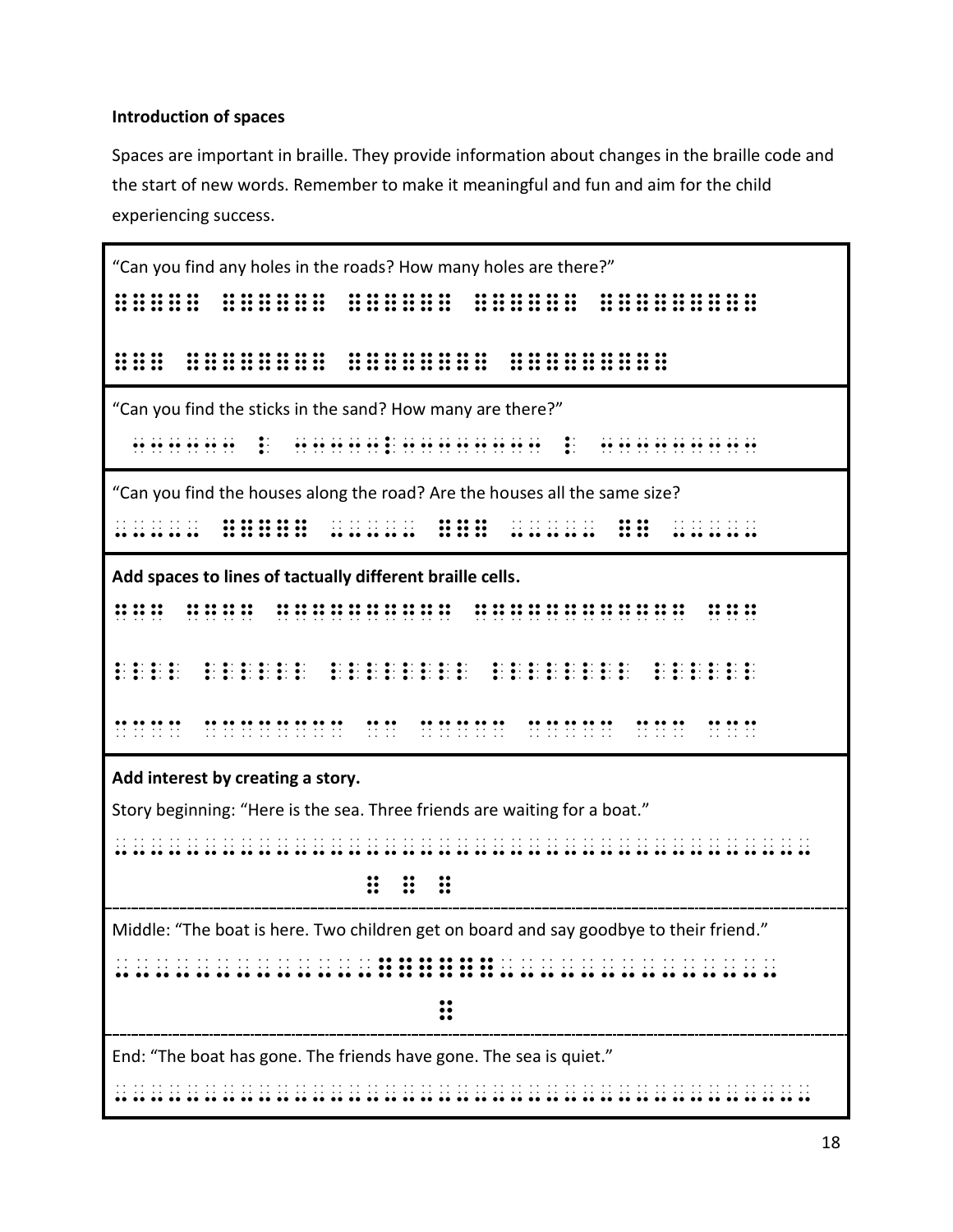**Introduction of spaces**

Spaces are important in braille. They provide information about changes in the braille code and the start of new words. Remember to make it meaningful and fun and aim for the child experiencing success.

---

"Can you find any holes in the roads? How many holes are there?"

⠿⠿⠿⠿⠿⠿ ⠿⠿⠿⠿⠿⠿⠿ ⠿⠿⠿⠿⠿⠿⠿ ⠿⠿⠿⠿⠿⠿⠿ ⠿⠿⠿⠿⠿⠿⠿⠿⠿⠿

⠿⠿⠿ ⠿⠿⠿⠿⠿⠿⠿⠿⠿ ⠿⠿⠿⠿⠿⠿⠿⠿⠿ ⠿⠿⠿⠿⠿⠿⠿⠿⠿

---

"Can you find the sticks in the sand? How many are there?"

⠶⠶⠶⠶⠶⠶⠶ ⠇ ⠶⠶⠶⠶⠶⠇⠶⠶⠶⠶⠶⠶⠶⠶⠶ ⠇ ⠶⠶⠶⠶⠶⠶⠶⠶⠶⠶

---

"Can you find the houses along the road? Are the houses all the same size?

⠤⠤⠤⠤⠤⠤ ⠿⠿⠿⠿⠿⠿ ⠤⠤⠤⠤⠤⠤ ⠿⠿⠿ ⠤⠤⠤⠤⠤⠤ ⠿⠿ ⠤⠤⠤⠤⠤⠤

---

**Add spaces to lines of tactually different braille cells.**

⠛⠛⠛⠛ ⠛⠛⠛⠛⠛ ⠛⠛⠛⠛⠛⠛⠛⠛⠛⠛⠛ ⠛⠛⠛⠛⠛⠛⠛⠛⠛⠛⠛⠛⠛ ⠛⠛⠛⠛

⠇⠇⠇⠇⠇ ⠇⠇⠇⠇⠇⠇ ⠇⠇⠇⠇⠇⠇⠇⠇ ⠇⠇⠇⠇⠇⠇⠇⠇ ⠇⠇⠇⠇⠇⠇

⠉⠉⠉⠉⠉ ⠉⠉⠉⠉⠉⠉⠉⠉⠉ ⠉⠉⠉ ⠉⠉⠉⠉⠉⠉ ⠉⠉⠉⠉⠉⠉ ⠉⠉⠉⠉ ⠉⠉⠉⠉

---

**Add interest by creating a story.**

Story beginning: "Here is the sea. Three friends are waiting for a boat."

⠤⠤⠤⠤⠤⠤⠤⠤⠤⠤⠤⠤⠤⠤⠤⠤⠤⠤⠤⠤⠤⠤⠤⠤⠤⠤⠤⠤⠤⠤⠤⠤⠤⠤⠤⠤⠤⠤⠤⠤

⠿ ⠿ ⠿

Middle: "The boat is here. Two children get on board and say goodbye to their friend."

⠤⠤⠤⠤⠤⠤⠤⠤⠤⠤⠤⠤⠤⠤⠤⠿⠿⠿⠿⠿⠿⠿⠤⠤⠤⠤⠤⠤⠤⠤⠤⠤⠤⠤⠤⠤⠤

⠿

End: "The boat has gone. The friends have gone. The sea is quiet."

⠤⠤⠤⠤⠤⠤⠤⠤⠤⠤⠤⠤⠤⠤⠤⠤⠤⠤⠤⠤⠤⠤⠤⠤⠤⠤⠤⠤⠤⠤⠤⠤⠤⠤⠤⠤⠤⠤⠤⠤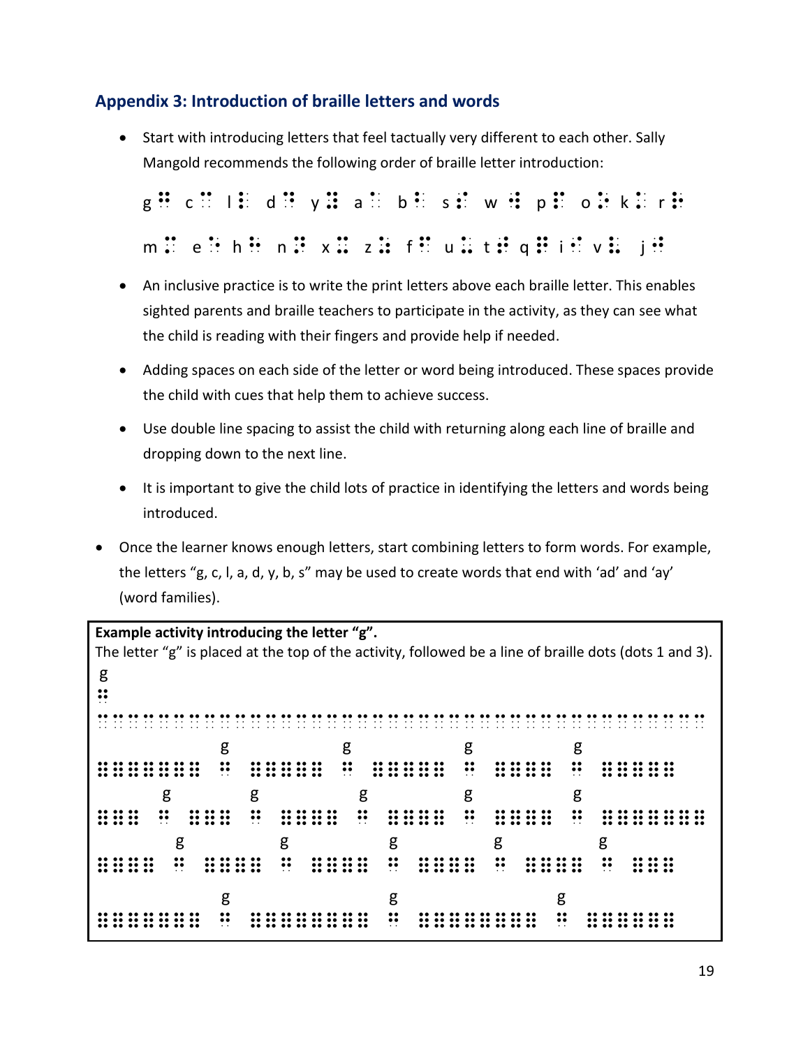## Appendix 3: Introduction of braille letters and words

- Start with introducing letters that feel tactually very different to each other. Sally Mangold recommends the following order of braille letter introduction:

  g ⠛ c ⠉ l ⠇ d ⠙ y ⠽ a ⠁ b ⠃ s ⠎ w ⠺ p ⠏ o ⠕ k ⠅ r ⠗

  m ⠍ e ⠑ h ⠓ n ⠝ x ⠭ z ⠵ f ⠋ u ⠥ t ⠞ q ⠟ i ⠊ v ⠧ j ⠚

- An inclusive practice is to write the print letters above each braille letter. This enables sighted parents and braille teachers to participate in the activity, as they can see what the child is reading with their fingers and provide help if needed.
- Adding spaces on each side of the letter or word being introduced. These spaces provide the child with cues that help them to achieve success.
- Use double line spacing to assist the child with returning along each line of braille and dropping down to the next line.
- It is important to give the child lots of practice in identifying the letters and words being introduced.

- Once the learner knows enough letters, start combining letters to form words. For example, the letters "g, c, l, a, d, y, b, s" may be used to create words that end with 'ad' and 'ay' (word families).

**Example activity introducing the letter "g".**

The letter "g" is placed at the top of the activity, followed be a line of braille dots (dots 1 and 3).

```
g
⠛
⠉⠉⠉⠉⠉⠉⠉⠉⠉⠉⠉⠉⠉⠉⠉⠉⠉⠉⠉⠉⠉⠉⠉⠉⠉⠉⠉⠉⠉⠉⠉⠉⠉⠉⠉⠉⠉⠉⠉⠉

         g       g       g      g
⠿⠿⠿⠿⠿⠿⠿⠿ ⠛ ⠿⠿⠿⠿⠿ ⠛ ⠿⠿⠿⠿⠿ ⠛ ⠿⠿⠿⠿ ⠛ ⠿⠿⠿⠿⠿

    g     g      g      g      g
⠿⠿⠿ ⠛ ⠿⠿⠿ ⠛ ⠿⠿⠿⠿ ⠛ ⠿⠿⠿⠿ ⠛ ⠿⠿⠿⠿ ⠛ ⠿⠿⠿⠿⠿⠿⠿⠿

     g      g      g      g      g
⠿⠿⠿⠿ ⠛ ⠿⠿⠿⠿ ⠛ ⠿⠿⠿⠿ ⠛ ⠿⠿⠿⠿ ⠛ ⠿⠿⠿⠿ ⠛ ⠿⠿⠿

         g           g           g
⠿⠿⠿⠿⠿⠿⠿⠿ ⠛ ⠿⠿⠿⠿⠿⠿⠿⠿⠿ ⠛ ⠿⠿⠿⠿⠿⠿⠿⠿⠿ ⠛ ⠿⠿⠿⠿⠿⠿⠿
```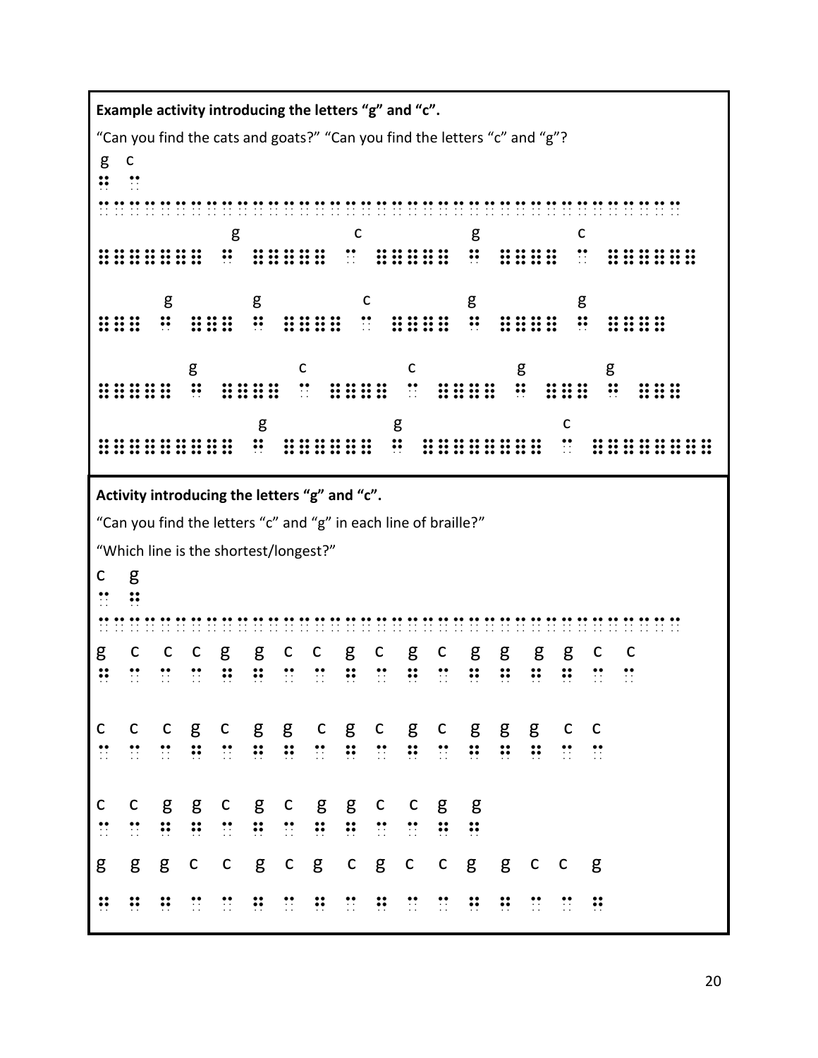**Example activity introducing the letters “g” and “c”.**

“Can you find the cats and goats?” “Can you find the letters “c” and “g”?

g c

⠛ ⠉

⠒⠒⠒⠒⠒⠒⠒⠒⠒⠒⠒⠒⠒⠒⠒⠒⠒⠒⠒⠒⠒⠒⠒⠒⠒⠒⠒⠒⠒⠒⠒⠒⠒⠒⠒⠒⠒⠒⠒⠒

g c g c

⠿⠿⠿⠿⠿⠿⠿ ⠛ ⠿⠿⠿⠿⠿ ⠉ ⠿⠿⠿⠿⠿ ⠛ ⠿⠿⠿⠿ ⠉ ⠿⠿⠿⠿⠿⠿

g g c g g

⠿⠿⠿ ⠛ ⠿⠿⠿ ⠛ ⠿⠿⠿⠿ ⠉ ⠿⠿⠿⠿ ⠛ ⠿⠿⠿⠿ ⠛ ⠿⠿⠿⠿

g c c g g

⠿⠿⠿⠿⠿ ⠛ ⠿⠿⠿⠿ ⠉ ⠿⠿⠿⠿ ⠉ ⠿⠿⠿⠿ ⠛ ⠿⠿⠿ ⠛ ⠿⠿⠿

g g c

⠿⠿⠿⠿⠿⠿⠿⠿⠿ ⠛ ⠿⠿⠿⠿⠿⠿ ⠛ ⠿⠿⠿⠿⠿⠿⠿⠿ ⠉ ⠿⠿⠿⠿⠿⠿⠿⠿

**Activity introducing the letters “g” and “c”.**

“Can you find the letters “c” and “g” in each line of braille?”

“Which line is the shortest/longest?”

c g

⠉ ⠛

⠒⠒⠒⠒⠒⠒⠒⠒⠒⠒⠒⠒⠒⠒⠒⠒⠒⠒⠒⠒⠒⠒⠒⠒⠒⠒⠒⠒⠒⠒⠒⠒⠒⠒⠒⠒⠒⠒⠒⠒

g c c c g g c c g c g c g g g g c c

⠛ ⠉ ⠉ ⠉ ⠛ ⠛ ⠉ ⠉ ⠛ ⠉ ⠛ ⠉ ⠛ ⠛ ⠛ ⠛ ⠉ ⠉

c c c g c g g c g c g c g g g c c

⠉ ⠉ ⠉ ⠛ ⠉ ⠛ ⠛ ⠉ ⠛ ⠉ ⠛ ⠉ ⠛ ⠛ ⠛ ⠉ ⠉

c c g g c g c g g c c g g

⠉ ⠉ ⠛ ⠛ ⠉ ⠛ ⠉ ⠛ ⠛ ⠉ ⠉ ⠛ ⠛

g g g c c g c g c g c c g g c c g

⠛ ⠛ ⠛ ⠉ ⠉ ⠛ ⠉ ⠛ ⠉ ⠛ ⠉ ⠉ ⠛ ⠛ ⠉ ⠉ ⠛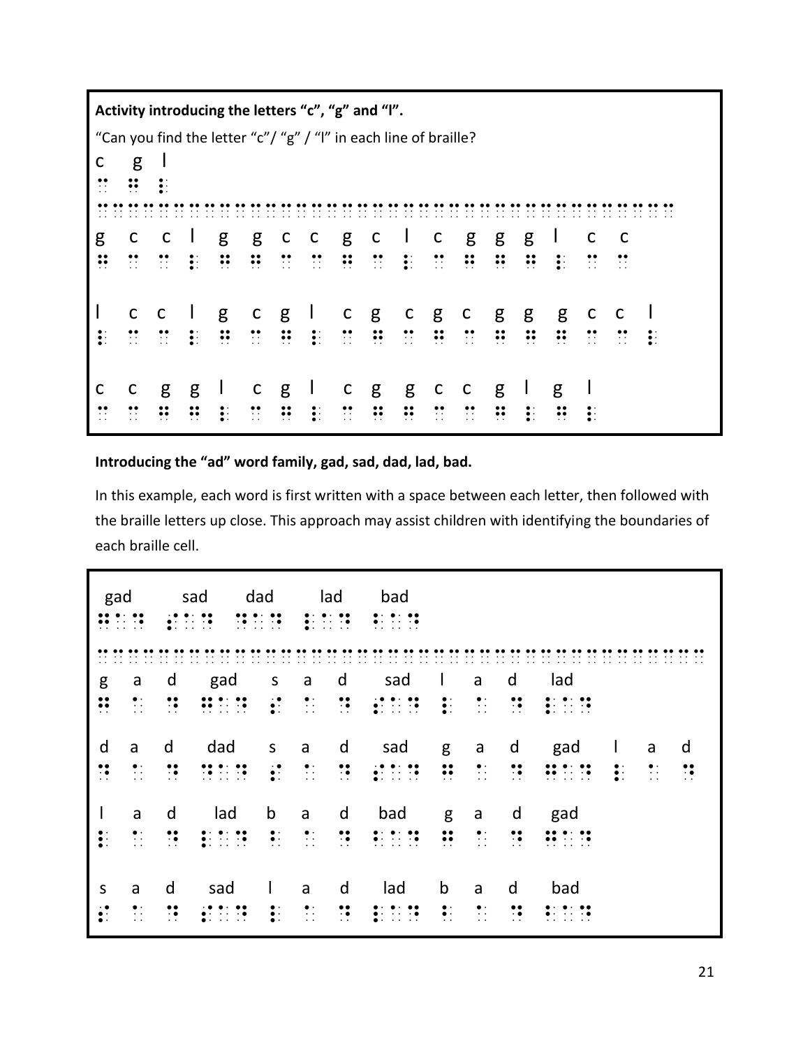**Activity introducing the letters "c", "g" and "l".**

"Can you find the letter "c"/ "g" / "l" in each line of braille?

c g l
⠉ ⠛ ⠇
⠒⠒⠒⠒⠒⠒⠒⠒⠒⠒⠒⠒⠒⠒⠒⠒⠒⠒⠒⠒⠒⠒⠒⠒⠒⠒⠒⠒⠒⠒⠒⠒⠒⠒⠒⠒⠒⠒⠒⠒

g c c l g g c c g c l c g g g l c c
⠛ ⠉ ⠉ ⠇ ⠛ ⠛ ⠉ ⠉ ⠛ ⠉ ⠇ ⠉ ⠛ ⠛ ⠛ ⠇ ⠉ ⠉

l c c l g c g l c g c g c g g g c c l
⠇ ⠉ ⠉ ⠇ ⠛ ⠉ ⠛ ⠇ ⠉ ⠛ ⠉ ⠛ ⠉ ⠛ ⠛ ⠛ ⠉ ⠉ ⠇

c c g g l c g l c g g c c g l g l
⠉ ⠉ ⠛ ⠛ ⠇ ⠉ ⠛ ⠇ ⠉ ⠛ ⠛ ⠉ ⠉ ⠛ ⠇ ⠛ ⠇

**Introducing the "ad" word family, gad, sad, dad, lad, bad.**

In this example, each word is first written with a space between each letter, then followed with the braille letters up close. This approach may assist children with identifying the boundaries of each braille cell.

gad sad dad lad bad
⠛⠁⠙ ⠎⠁⠙ ⠙⠁⠙ ⠇⠁⠙ ⠃⠁⠙
⠒⠒⠒⠒⠒⠒⠒⠒⠒⠒⠒⠒⠒⠒⠒⠒⠒⠒⠒⠒⠒⠒⠒⠒⠒⠒⠒⠒⠒⠒⠒⠒⠒⠒⠒⠒⠒⠒⠒⠒⠒⠒

g a d gad s a d sad l a d lad
⠛ ⠁ ⠙ ⠛⠁⠙ ⠎ ⠁ ⠙ ⠎⠁⠙ ⠇ ⠁ ⠙ ⠇⠁⠙

d a d dad s a d sad g a d gad l a d
⠙ ⠁ ⠙ ⠙⠁⠙ ⠎ ⠁ ⠙ ⠎⠁⠙ ⠛ ⠁ ⠙ ⠛⠁⠙ ⠇ ⠁ ⠙

l a d lad b a d bad g a d gad
⠇ ⠁ ⠙ ⠇⠁⠙ ⠃ ⠁ ⠙ ⠃⠁⠙ ⠛ ⠁ ⠙ ⠛⠁⠙

s a d sad l a d lad b a d bad
⠎ ⠁ ⠙ ⠎⠁⠙ ⠇ ⠁ ⠙ ⠇⠁⠙ ⠃ ⠁ ⠙ ⠃⠁⠙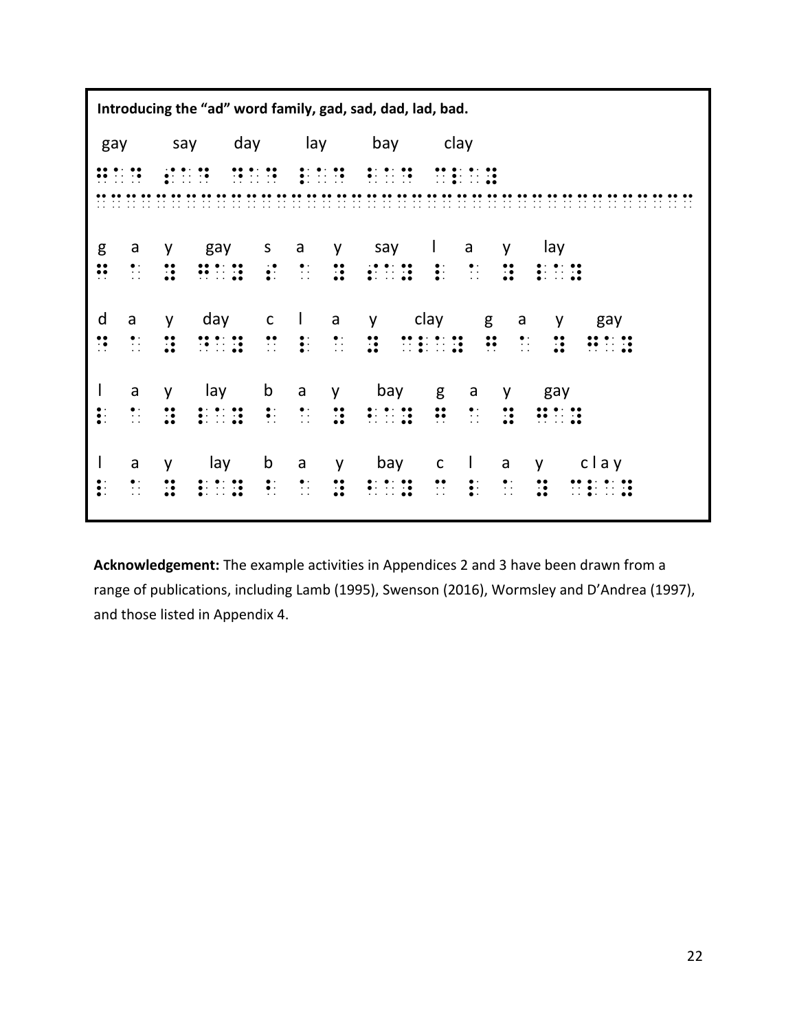**Introducing the "ad" word family, gad, sad, dad, lad, bad.**

gay say day lay bay clay

⠛⠁⠽ ⠎⠁⠽ ⠙⠁⠽ ⠇⠁⠽ ⠃⠁⠽ ⠉⠇⠁⠽

⠿⠿⠿⠿⠿⠿⠿⠿⠿⠿⠿⠿⠿⠿⠿⠿⠿⠿⠿⠿⠿⠿⠿⠿⠿⠿⠿⠿⠿⠿⠿⠿⠿⠿⠿⠿⠿⠿⠿⠿

g a y gay s a y say l a y lay

⠛ ⠁ ⠽ ⠛⠁⠽ ⠎ ⠁ ⠽ ⠎⠁⠽ ⠇ ⠁ ⠽ ⠇⠁⠽

d a y day c l a y clay g a y gay

⠙ ⠁ ⠽ ⠙⠁⠽ ⠉ ⠇ ⠁ ⠽ ⠉⠇⠁⠽ ⠛ ⠁ ⠽ ⠛⠁⠽

l a y lay b a y bay g a y gay

⠇ ⠁ ⠽ ⠇⠁⠽ ⠃ ⠁ ⠽ ⠃⠁⠽ ⠛ ⠁ ⠽ ⠛⠁⠽

l a y lay b a y bay c l a y c l a y

⠇ ⠁ ⠽ ⠇⠁⠽ ⠃ ⠁ ⠽ ⠃⠁⠽ ⠉ ⠇ ⠁ ⠽ ⠉⠇⠁⠽

**Acknowledgement:** The example activities in Appendices 2 and 3 have been drawn from a range of publications, including Lamb (1995), Swenson (2016), Wormsley and D'Andrea (1997), and those listed in Appendix 4.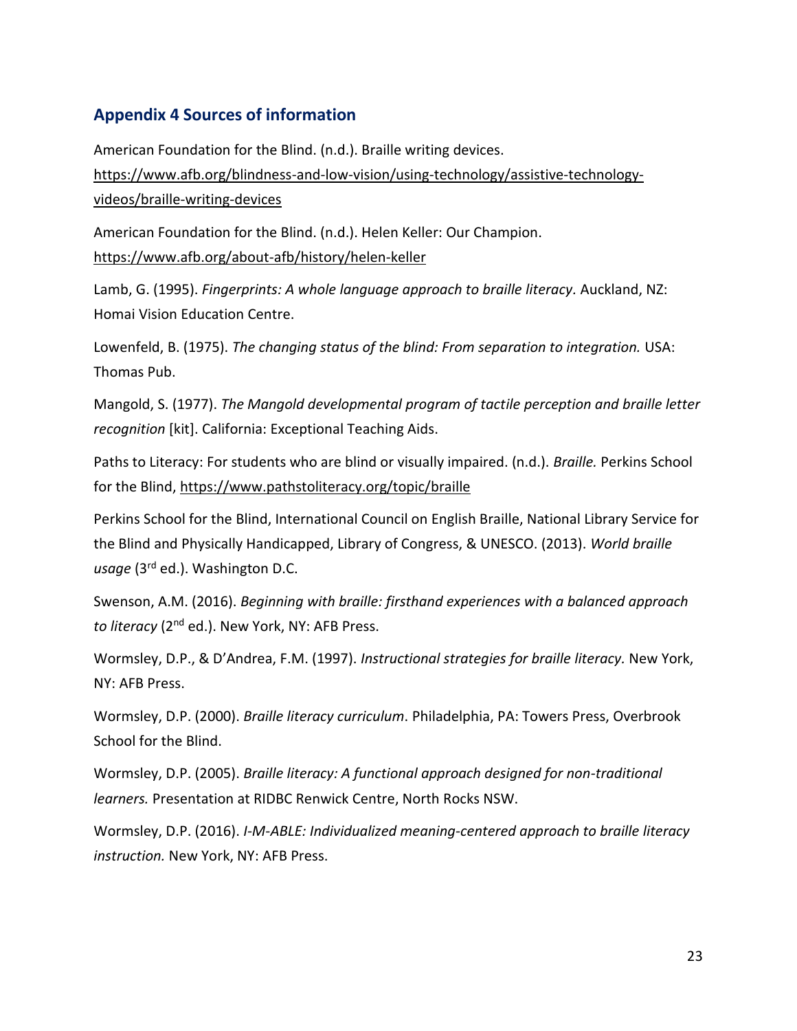## Appendix 4 Sources of information

American Foundation for the Blind. (n.d.). Braille writing devices. https://www.afb.org/blindness-and-low-vision/using-technology/assistive-technology-videos/braille-writing-devices

American Foundation for the Blind. (n.d.). Helen Keller: Our Champion. https://www.afb.org/about-afb/history/helen-keller

Lamb, G. (1995). *Fingerprints: A whole language approach to braille literacy*. Auckland, NZ: Homai Vision Education Centre.

Lowenfeld, B. (1975). *The changing status of the blind: From separation to integration.* USA: Thomas Pub.

Mangold, S. (1977). *The Mangold developmental program of tactile perception and braille letter recognition* [kit]. California: Exceptional Teaching Aids.

Paths to Literacy: For students who are blind or visually impaired. (n.d.). *Braille.* Perkins School for the Blind, https://www.pathstoliteracy.org/topic/braille

Perkins School for the Blind, International Council on English Braille, National Library Service for the Blind and Physically Handicapped, Library of Congress, & UNESCO. (2013). *World braille usage* (3rd ed.). Washington D.C.

Swenson, A.M. (2016). *Beginning with braille: firsthand experiences with a balanced approach to literacy* (2nd ed.). New York, NY: AFB Press.

Wormsley, D.P., & D'Andrea, F.M. (1997). *Instructional strategies for braille literacy.* New York, NY: AFB Press.

Wormsley, D.P. (2000). *Braille literacy curriculum*. Philadelphia, PA: Towers Press, Overbrook School for the Blind.

Wormsley, D.P. (2005). *Braille literacy: A functional approach designed for non-traditional learners.* Presentation at RIDBC Renwick Centre, North Rocks NSW.

Wormsley, D.P. (2016). *I-M-ABLE: Individualized meaning-centered approach to braille literacy instruction.* New York, NY: AFB Press.